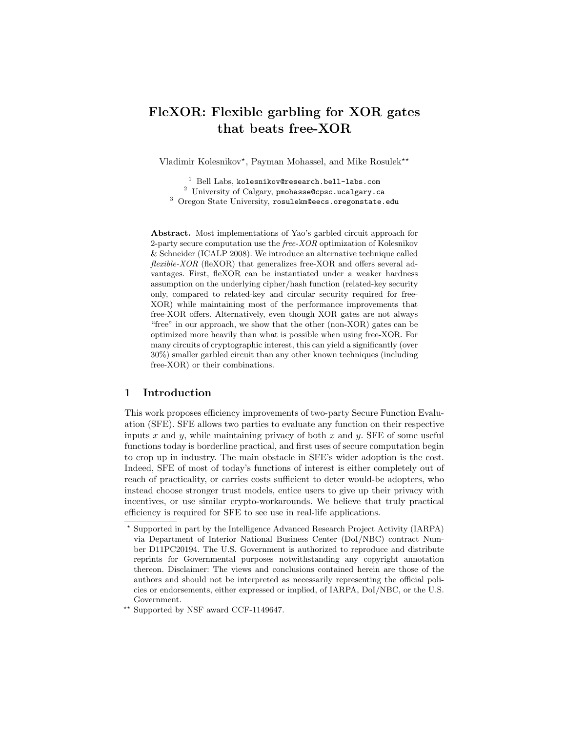# FleXOR: Flexible garbling for XOR gates that beats free-XOR

Vladimir Kolesnikov*, Payman Mohassel, and Mike Rosulek**

[1] Bell Labs, kolesnikov@research.bell-labs.com
[2] University of Calgary, pmohasse@cpsc.ucalgary.ca
[3] Oregon State University, rosulekm@eecs.oregonstate.edu

**Abstract.** Most implementations of Yao's garbled circuit approach for 2-party secure computation use the *free-XOR* optimization of Kolesnikov & Schneider (ICALP 2008). We introduce an alternative technique called *flexible-XOR* (fleXOR) that generalizes free-XOR and offers several advantages. First, fleXOR can be instantiated under a weaker hardness assumption on the underlying cipher/hash function (related-key security only, compared to related-key and circular security required for free-XOR) while maintaining most of the performance improvements that free-XOR offers. Alternatively, even though XOR gates are not always "free" in our approach, we show that the other (non-XOR) gates can be optimized more heavily than what is possible when using free-XOR. For many circuits of cryptographic interest, this can yield a significantly (over 30%) smaller garbled circuit than any other known techniques (including free-XOR) or their combinations.

## 1 Introduction

This work proposes efficiency improvements of two-party Secure Function Evaluation (SFE). SFE allows two parties to evaluate any function on their respective inputs $x$ and $y$, while maintaining privacy of both $x$ and $y$. SFE of some useful functions today is borderline practical, and first uses of secure computation begin to crop up in industry. The main obstacle in SFE's wider adoption is the cost. Indeed, SFE of most of today's functions of interest is either completely out of reach of practicality, or carries costs sufficient to deter would-be adopters, who instead choose stronger trust models, entice users to give up their privacy with incentives, or use similar crypto-workarounds. We believe that truly practical efficiency is required for SFE to see use in real-life applications.

* Supported in part by the Intelligence Advanced Research Project Activity (IARPA) via Department of Interior National Business Center (DoI/NBC) contract Number D11PC20194. The U.S. Government is authorized to reproduce and distribute reprints for Governmental purposes notwithstanding any copyright annotation thereon. Disclaimer: The views and conclusions contained herein are those of the authors and should not be interpreted as necessarily representing the official policies or endorsements, either expressed or implied, of IARPA, DoI/NBC, or the U.S. Government.

** Supported by NSF award CCF-1149647.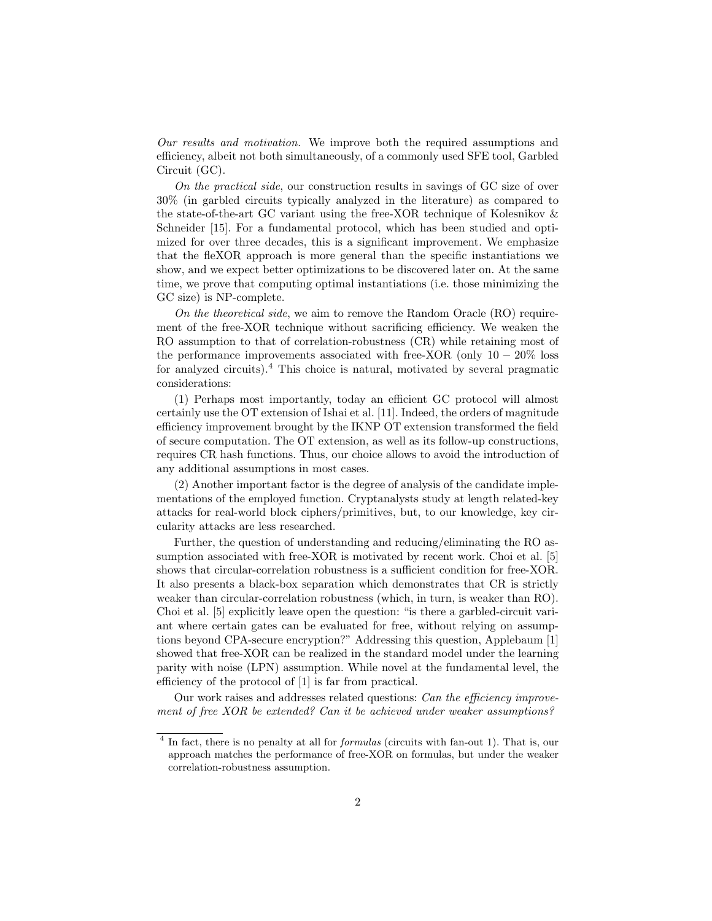*Our results and motivation.* We improve both the required assumptions and efficiency, albeit not both simultaneously, of a commonly used SFE tool, Garbled Circuit (GC).

*On the practical side*, our construction results in savings of GC size of over 30% (in garbled circuits typically analyzed in the literature) as compared to the state-of-the-art GC variant using the free-XOR technique of Kolesnikov & Schneider [15]. For a fundamental protocol, which has been studied and optimized for over three decades, this is a significant improvement. We emphasize that the fleXOR approach is more general than the specific instantiations we show, and we expect better optimizations to be discovered later on. At the same time, we prove that computing optimal instantiations (i.e. those minimizing the GC size) is NP-complete.

*On the theoretical side*, we aim to remove the Random Oracle (RO) requirement of the free-XOR technique without sacrificing efficiency. We weaken the RO assumption to that of correlation-robustness (CR) while retaining most of the performance improvements associated with free-XOR (only $10-20\%$ loss for analyzed circuits).[4] This choice is natural, motivated by several pragmatic considerations:

(1) Perhaps most importantly, today an efficient GC protocol will almost certainly use the OT extension of Ishai et al. [11]. Indeed, the orders of magnitude efficiency improvement brought by the IKNP OT extension transformed the field of secure computation. The OT extension, as well as its follow-up constructions, requires CR hash functions. Thus, our choice allows to avoid the introduction of any additional assumptions in most cases.

(2) Another important factor is the degree of analysis of the candidate implementations of the employed function. Cryptanalysts study at length related-key attacks for real-world block ciphers/primitives, but, to our knowledge, key circularity attacks are less researched.

Further, the question of understanding and reducing/eliminating the RO assumption associated with free-XOR is motivated by recent work. Choi et al. [5] shows that circular-correlation robustness is a sufficient condition for free-XOR. It also presents a black-box separation which demonstrates that CR is strictly weaker than circular-correlation robustness (which, in turn, is weaker than RO). Choi et al. [5] explicitly leave open the question: "is there a garbled-circuit variant where certain gates can be evaluated for free, without relying on assumptions beyond CPA-secure encryption?" Addressing this question, Applebaum [1] showed that free-XOR can be realized in the standard model under the learning parity with noise (LPN) assumption. While novel at the fundamental level, the efficiency of the protocol of [1] is far from practical.

Our work raises and addresses related questions: *Can the efficiency improvement of free XOR be extended? Can it be achieved under weaker assumptions?*

---

[4] In fact, there is no penalty at all for *formulas* (circuits with fan-out 1). That is, our approach matches the performance of free-XOR on formulas, but under the weaker correlation-robustness assumption.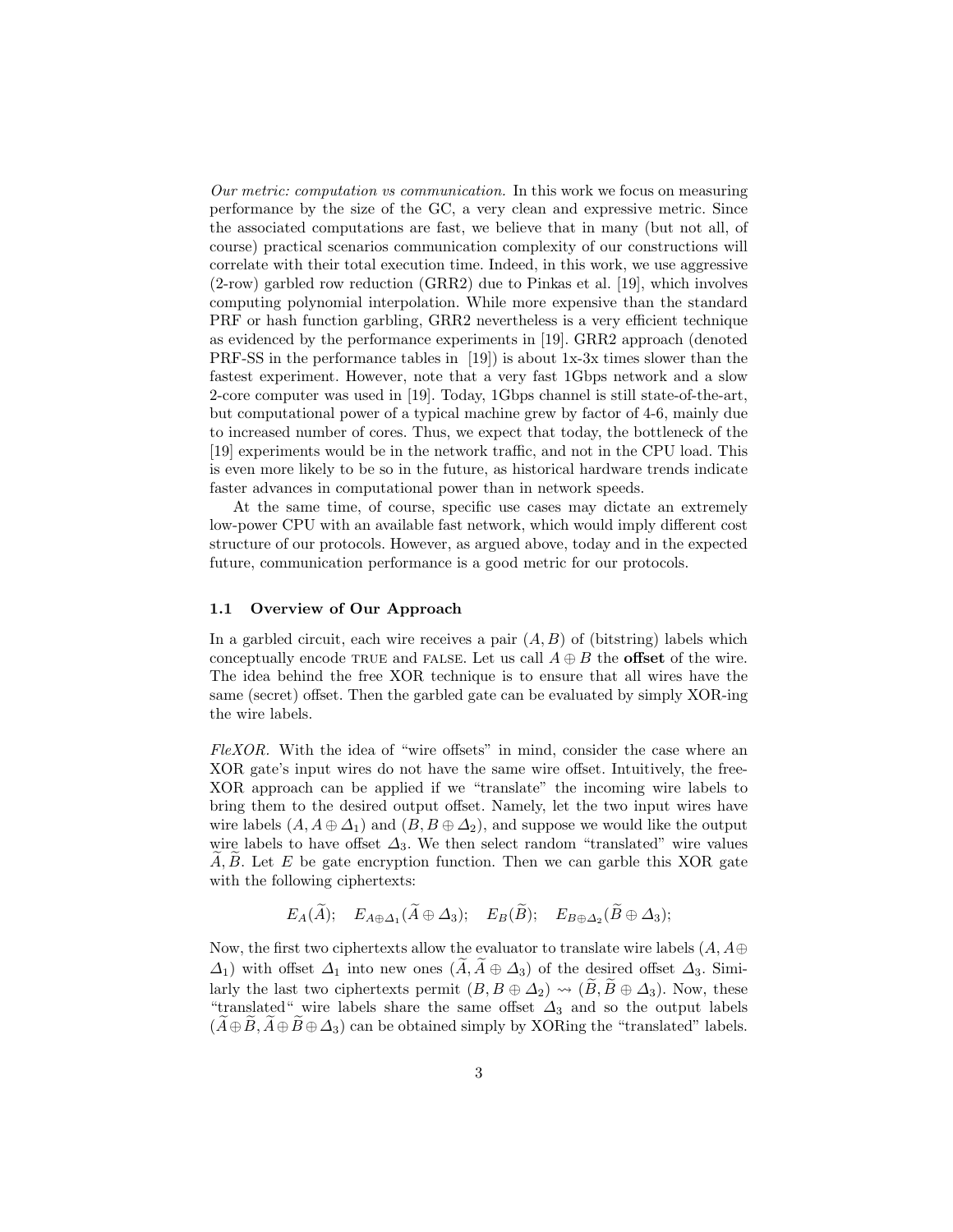*Our metric: computation vs communication.* In this work we focus on measuring performance by the size of the GC, a very clean and expressive metric. Since the associated computations are fast, we believe that in many (but not all, of course) practical scenarios communication complexity of our constructions will correlate with their total execution time. Indeed, in this work, we use aggressive (2-row) garbled row reduction (GRR2) due to Pinkas et al. [19], which involves computing polynomial interpolation. While more expensive than the standard PRF or hash function garbling, GRR2 nevertheless is a very efficient technique as evidenced by the performance experiments in [19]. GRR2 approach (denoted PRF-SS in the performance tables in [19]) is about 1x-3x times slower than the fastest experiment. However, note that a very fast 1Gbps network and a slow 2-core computer was used in [19]. Today, 1Gbps channel is still state-of-the-art, but computational power of a typical machine grew by factor of 4-6, mainly due to increased number of cores. Thus, we expect that today, the bottleneck of the [19] experiments would be in the network traffic, and not in the CPU load. This is even more likely to be so in the future, as historical hardware trends indicate faster advances in computational power than in network speeds.

At the same time, of course, specific use cases may dictate an extremely low-power CPU with an available fast network, which would imply different cost structure of our protocols. However, as argued above, today and in the expected future, communication performance is a good metric for our protocols.

### 1.1 Overview of Our Approach

In a garbled circuit, each wire receives a pair $(A, B)$ of (bitstring) labels which conceptually encode TRUE and FALSE. Let us call $A \oplus B$ the **offset** of the wire. The idea behind the free XOR technique is to ensure that all wires have the same (secret) offset. Then the garbled gate can be evaluated by simply XOR-ing the wire labels.

*FleXOR.* With the idea of "wire offsets" in mind, consider the case where an XOR gate's input wires do not have the same wire offset. Intuitively, the free-XOR approach can be applied if we "translate" the incoming wire labels to bring them to the desired output offset. Namely, let the two input wires have wire labels $(A, A \oplus \Delta_1)$ and $(B, B \oplus \Delta_2)$, and suppose we would like the output wire labels to have offset $\Delta_3$. We then select random "translated" wire values $\widetilde{A}, \widetilde{B}$. Let $E$ be gate encryption function. Then we can garble this XOR gate with the following ciphertexts:

$$E_A(\widetilde{A}); \quad E_{A \oplus \Delta_1}(\widetilde{A} \oplus \Delta_3); \quad E_B(\widetilde{B}); \quad E_{B \oplus \Delta_2}(\widetilde{B} \oplus \Delta_3);$$

Now, the first two ciphertexts allow the evaluator to translate wire labels $(A, A \oplus \Delta_1)$ with offset $\Delta_1$ into new ones $(\widetilde{A}, \widetilde{A} \oplus \Delta_3)$ of the desired offset $\Delta_3$. Similarly the last two ciphertexts permit $(B, B \oplus \Delta_2) \rightsquigarrow (\widetilde{B}, \widetilde{B} \oplus \Delta_3)$. Now, these "translated" wire labels share the same offset $\Delta_3$ and so the output labels $(\widetilde{A} \oplus \widetilde{B}, \widetilde{A} \oplus \widetilde{B} \oplus \Delta_3)$ can be obtained simply by XORing the "translated" labels.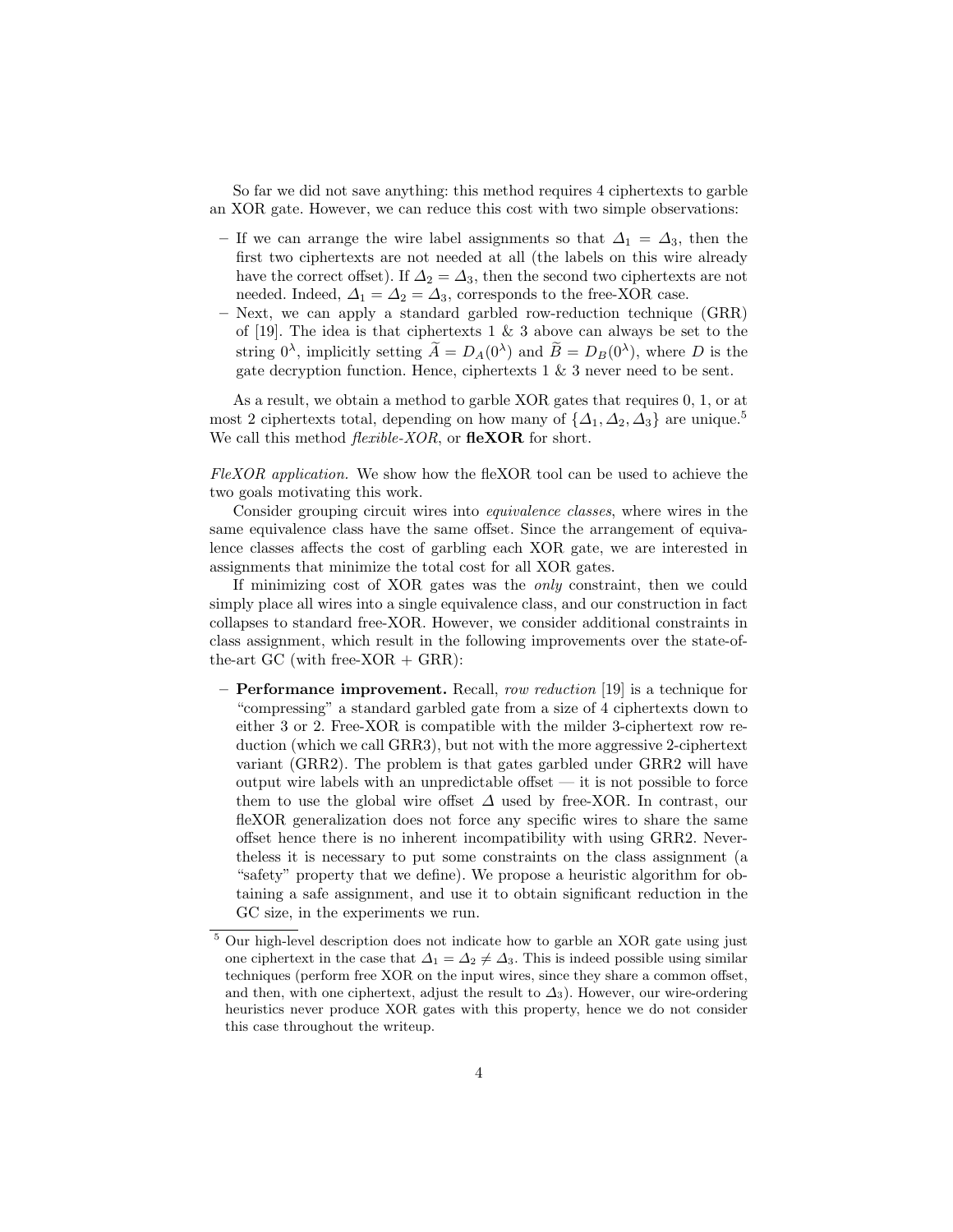So far we did not save anything: this method requires 4 ciphertexts to garble an XOR gate. However, we can reduce this cost with two simple observations:

- If we can arrange the wire label assignments so that $\Delta_1 = \Delta_3$, then the first two ciphertexts are not needed at all (the labels on this wire already have the correct offset). If $\Delta_2 = \Delta_3$, then the second two ciphertexts are not needed. Indeed, $\Delta_1 = \Delta_2 = \Delta_3$, corresponds to the free-XOR case.
- Next, we can apply a standard garbled row-reduction technique (GRR) of [19]. The idea is that ciphertexts 1 & 3 above can always be set to the string $0^\lambda$, implicitly setting $\widetilde{A} = D_A(0^\lambda)$ and $\widetilde{B} = D_B(0^\lambda)$, where $D$ is the gate decryption function. Hence, ciphertexts 1 & 3 never need to be sent.

As a result, we obtain a method to garble XOR gates that requires 0, 1, or at most 2 ciphertexts total, depending on how many of $\{\Delta_1, \Delta_2, \Delta_3\}$ are unique.[5] We call this method *flexible-XOR*, or **fleXOR** for short.

*FleXOR application.* We show how the fleXOR tool can be used to achieve the two goals motivating this work.

Consider grouping circuit wires into *equivalence classes*, where wires in the same equivalence class have the same offset. Since the arrangement of equivalence classes affects the cost of garbling each XOR gate, we are interested in assignments that minimize the total cost for all XOR gates.

If minimizing cost of XOR gates was the *only* constraint, then we could simply place all wires into a single equivalence class, and our construction in fact collapses to standard free-XOR. However, we consider additional constraints in class assignment, which result in the following improvements over the state-of-the-art GC (with free-XOR + GRR):

- **Performance improvement.** Recall, *row reduction* [19] is a technique for "compressing" a standard garbled gate from a size of 4 ciphertexts down to either 3 or 2. Free-XOR is compatible with the milder 3-ciphertext row reduction (which we call GRR3), but not with the more aggressive 2-ciphertext variant (GRR2). The problem is that gates garbled under GRR2 will have output wire labels with an unpredictable offset — it is not possible to force them to use the global wire offset $\Delta$ used by free-XOR. In contrast, our fleXOR generalization does not force any specific wires to share the same offset hence there is no inherent incompatibility with using GRR2. Nevertheless it is necessary to put some constraints on the class assignment (a "safety" property that we define). We propose a heuristic algorithm for obtaining a safe assignment, and use it to obtain significant reduction in the GC size, in the experiments we run.

[5] Our high-level description does not indicate how to garble an XOR gate using just one ciphertext in the case that $\Delta_1 = \Delta_2 \neq \Delta_3$. This is indeed possible using similar techniques (perform free XOR on the input wires, since they share a common offset, and then, with one ciphertext, adjust the result to $\Delta_3$). However, our wire-ordering heuristics never produce XOR gates with this property, hence we do not consider this case throughout the writeup.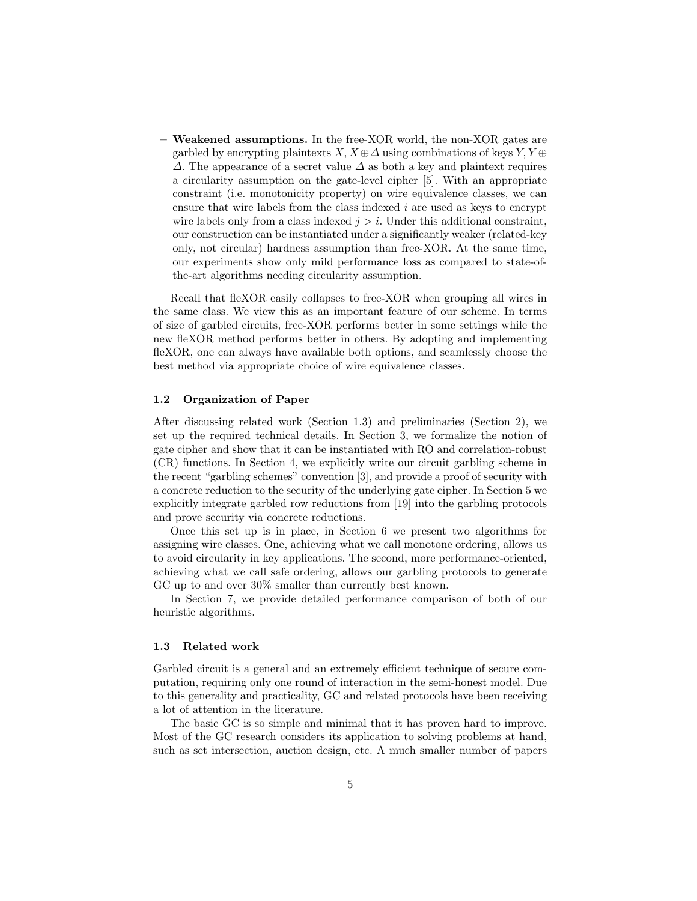- **Weakened assumptions.** In the free-XOR world, the non-XOR gates are garbled by encrypting plaintexts $X, X \oplus \Delta$ using combinations of keys $Y, Y \oplus \Delta$. The appearance of a secret value $\Delta$ as both a key and plaintext requires a circularity assumption on the gate-level cipher [5]. With an appropriate constraint (i.e. monotonicity property) on wire equivalence classes, we can ensure that wire labels from the class indexed $i$ are used as keys to encrypt wire labels only from a class indexed $j > i$. Under this additional constraint, our construction can be instantiated under a significantly weaker (related-key only, not circular) hardness assumption than free-XOR. At the same time, our experiments show only mild performance loss as compared to state-of-the-art algorithms needing circularity assumption.

Recall that fleXOR easily collapses to free-XOR when grouping all wires in the same class. We view this as an important feature of our scheme. In terms of size of garbled circuits, free-XOR performs better in some settings while the new fleXOR method performs better in others. By adopting and implementing fleXOR, one can always have available both options, and seamlessly choose the best method via appropriate choice of wire equivalence classes.

### 1.2 Organization of Paper

After discussing related work (Section 1.3) and preliminaries (Section 2), we set up the required technical details. In Section 3, we formalize the notion of gate cipher and show that it can be instantiated with RO and correlation-robust (CR) functions. In Section 4, we explicitly write our circuit garbling scheme in the recent "garbling schemes" convention [3], and provide a proof of security with a concrete reduction to the security of the underlying gate cipher. In Section 5 we explicitly integrate garbled row reductions from [19] into the garbling protocols and prove security via concrete reductions.

Once this set up is in place, in Section 6 we present two algorithms for assigning wire classes. One, achieving what we call monotone ordering, allows us to avoid circularity in key applications. The second, more performance-oriented, achieving what we call safe ordering, allows our garbling protocols to generate GC up to and over 30% smaller than currently best known.

In Section 7, we provide detailed performance comparison of both of our heuristic algorithms.

### 1.3 Related work

Garbled circuit is a general and an extremely efficient technique of secure computation, requiring only one round of interaction in the semi-honest model. Due to this generality and practicality, GC and related protocols have been receiving a lot of attention in the literature.

The basic GC is so simple and minimal that it has proven hard to improve. Most of the GC research considers its application to solving problems at hand, such as set intersection, auction design, etc. A much smaller number of papers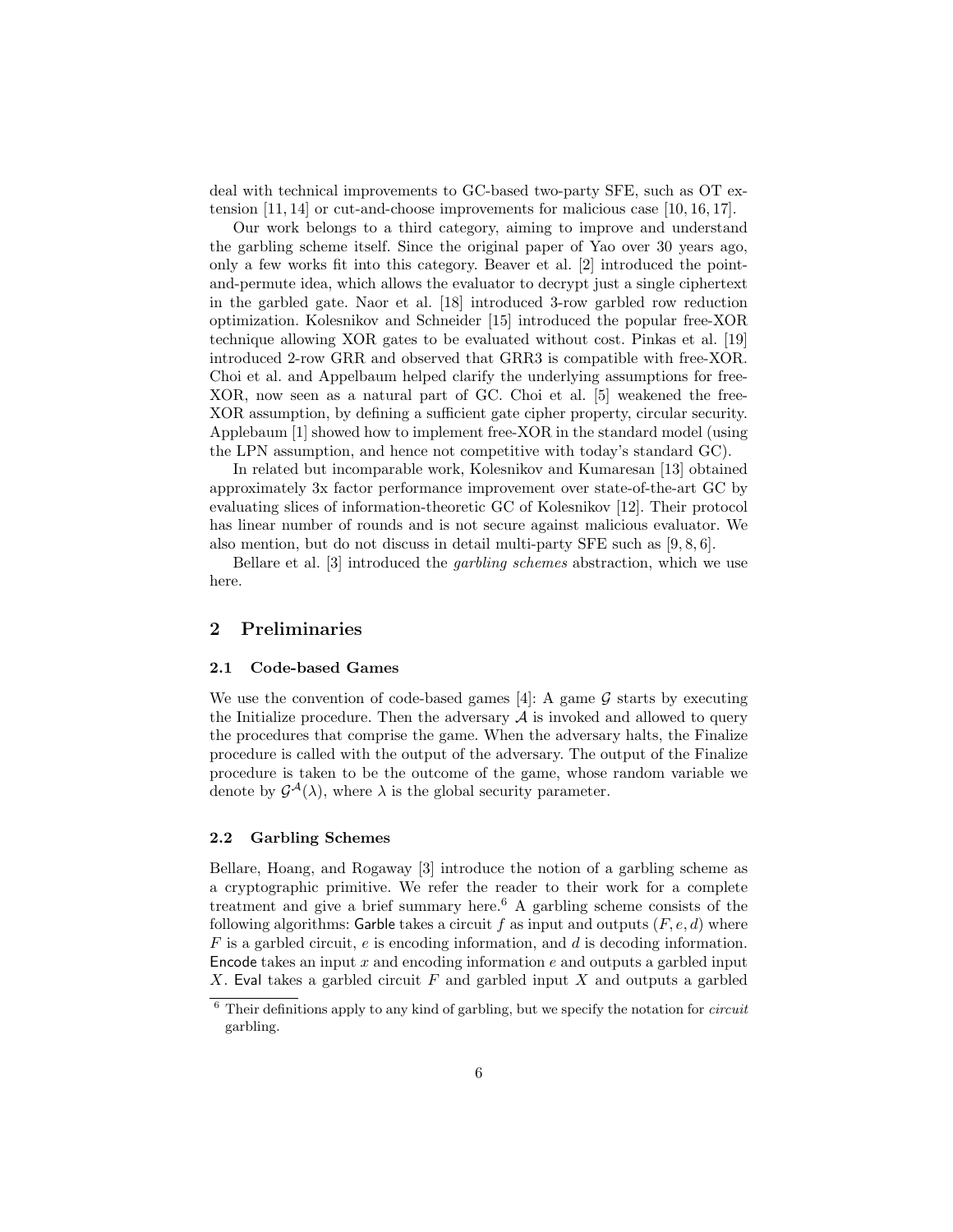deal with technical improvements to GC-based two-party SFE, such as OT extension [11, 14] or cut-and-choose improvements for malicious case [10, 16, 17].

Our work belongs to a third category, aiming to improve and understand the garbling scheme itself. Since the original paper of Yao over 30 years ago, only a few works fit into this category. Beaver et al. [2] introduced the point-and-permute idea, which allows the evaluator to decrypt just a single ciphertext in the garbled gate. Naor et al. [18] introduced 3-row garbled row reduction optimization. Kolesnikov and Schneider [15] introduced the popular free-XOR technique allowing XOR gates to be evaluated without cost. Pinkas et al. [19] introduced 2-row GRR and observed that GRR3 is compatible with free-XOR. Choi et al. and Appelbaum helped clarify the underlying assumptions for free-XOR, now seen as a natural part of GC. Choi et al. [5] weakened the free-XOR assumption, by defining a sufficient gate cipher property, circular security. Applebaum [1] showed how to implement free-XOR in the standard model (using the LPN assumption, and hence not competitive with today's standard GC).

In related but incomparable work, Kolesnikov and Kumaresan [13] obtained approximately 3x factor performance improvement over state-of-the-art GC by evaluating slices of information-theoretic GC of Kolesnikov [12]. Their protocol has linear number of rounds and is not secure against malicious evaluator. We also mention, but do not discuss in detail multi-party SFE such as [9, 8, 6].

Bellare et al. [3] introduced the *garbling schemes* abstraction, which we use here.

## 2 Preliminaries

### 2.1 Code-based Games

We use the convention of code-based games [4]: A game $\mathcal{G}$ starts by executing the Initialize procedure. Then the adversary $\mathcal{A}$ is invoked and allowed to query the procedures that comprise the game. When the adversary halts, the Finalize procedure is called with the output of the adversary. The output of the Finalize procedure is taken to be the outcome of the game, whose random variable we denote by $\mathcal{G}^{\mathcal{A}}(\lambda)$, where $\lambda$ is the global security parameter.

### 2.2 Garbling Schemes

Bellare, Hoang, and Rogaway [3] introduce the notion of a garbling scheme as a cryptographic primitive. We refer the reader to their work for a complete treatment and give a brief summary here.[6] A garbling scheme consists of the following algorithms: Garble takes a circuit $f$ as input and outputs $(F, e, d)$ where $F$ is a garbled circuit, $e$ is encoding information, and $d$ is decoding information. Encode takes an input $x$ and encoding information $e$ and outputs a garbled input $X$. Eval takes a garbled circuit $F$ and garbled input $X$ and outputs a garbled

[6] Their definitions apply to any kind of garbling, but we specify the notation for *circuit* garbling.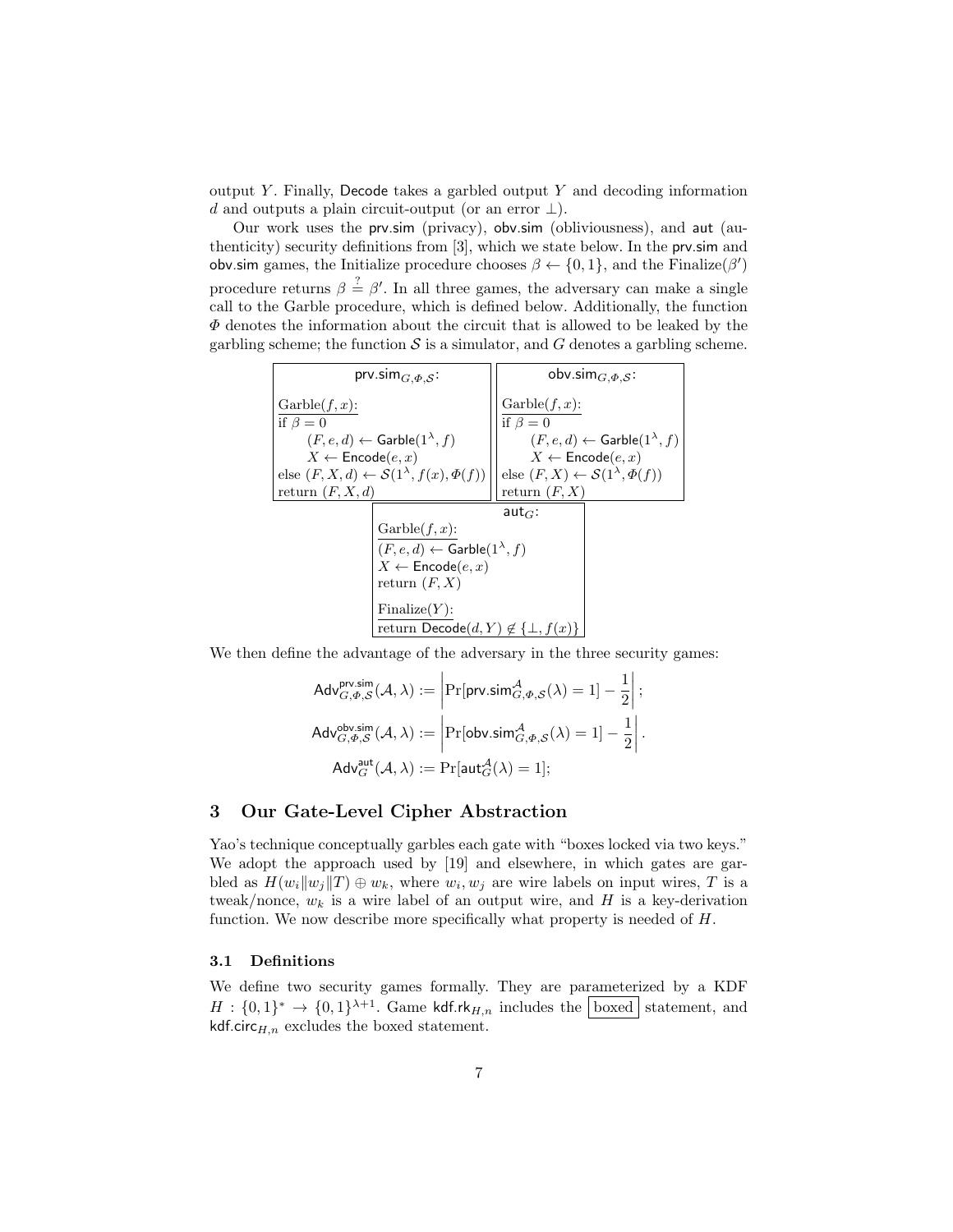output $Y$. Finally, $\mathsf{Decode}$ takes a garbled output $Y$ and decoding information $d$ and outputs a plain circuit-output (or an error $\perp$).

Our work uses the $\mathsf{prv.sim}$ (privacy), $\mathsf{obv.sim}$ (obliviousness), and $\mathsf{aut}$ (authenticity) security definitions from [3], which we state below. In the $\mathsf{prv.sim}$ and $\mathsf{obv.sim}$ games, the Initialize procedure chooses $\beta \leftarrow \{0,1\}$, and the Finalize($\beta'$) procedure returns $\beta \stackrel{?}{=} \beta'$. In all three games, the adversary can make a single call to the Garble procedure, which is defined below. Additionally, the function $\Phi$ denotes the information about the circuit that is allowed to be leaked by the garbling scheme; the function $\mathcal{S}$ is a simulator, and $G$ denotes a garbling scheme.

```
prv.sim_{G,Φ,S}:

Garble(f, x):
if β = 0
    (F, e, d) ← Garble(1^λ, f)
    X ← Encode(e, x)
else (F, X, d) ← S(1^λ, f(x), Φ(f))
return (F, X, d)
```

```
obv.sim_{G,Φ,S}:

Garble(f, x):
if β = 0
    (F, e, d) ← Garble(1^λ, f)
    X ← Encode(e, x)
else (F, X) ← S(1^λ, Φ(f))
return (F, X)
```

```
aut_G:

Garble(f, x):
(F, e, d) ← Garble(1^λ, f)
X ← Encode(e, x)
return (F, X)

Finalize(Y):
return Decode(d, Y) ∉ {⊥, f(x)}
```

We then define the advantage of the adversary in the three security games:

$$\mathsf{Adv}^{\mathsf{prv.sim}}_{G,\Phi,\mathcal{S}}(\mathcal{A},\lambda) := \left|\Pr[\mathsf{prv.sim}^{\mathcal{A}}_{G,\Phi,\mathcal{S}}(\lambda)=1] - \frac{1}{2}\right|;$$

$$\mathsf{Adv}^{\mathsf{obv.sim}}_{G,\Phi,\mathcal{S}}(\mathcal{A},\lambda) := \left|\Pr[\mathsf{obv.sim}^{\mathcal{A}}_{G,\Phi,\mathcal{S}}(\lambda)=1] - \frac{1}{2}\right|.$$

$$\mathsf{Adv}^{\mathsf{aut}}_{G}(\mathcal{A},\lambda) := \Pr[\mathsf{aut}^{\mathcal{A}}_{G}(\lambda)=1];$$

## 3 Our Gate-Level Cipher Abstraction

Yao's technique conceptually garbles each gate with "boxes locked via two keys." We adopt the approach used by [19] and elsewhere, in which gates are garbled as $H(w_i \| w_j \| T) \oplus w_k$, where $w_i, w_j$ are wire labels on input wires, $T$ is a tweak/nonce, $w_k$ is a wire label of an output wire, and $H$ is a key-derivation function. We now describe more specifically what property is needed of $H$.

### 3.1 Definitions

We define two security games formally. They are parameterized by a KDF $H : \{0,1\}^* \rightarrow \{0,1\}^{\lambda+1}$. Game $\mathsf{kdf.rk}_{H,n}$ includes the boxed statement, and $\mathsf{kdf.circ}_{H,n}$ excludes the boxed statement.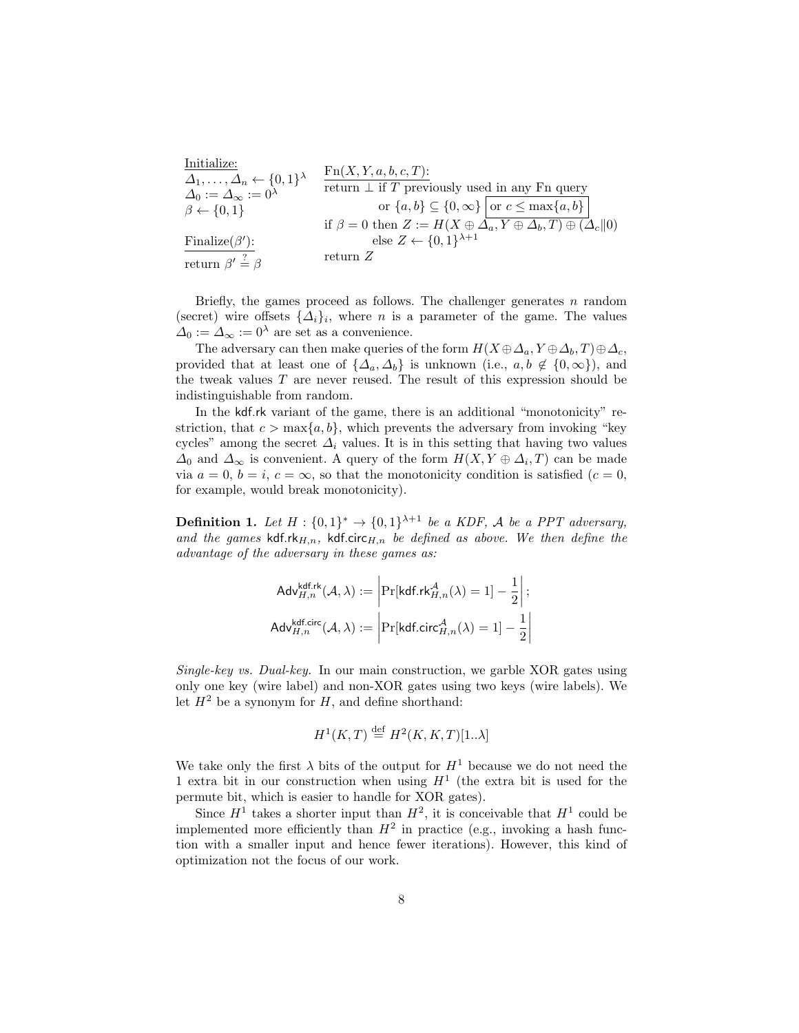```
Initialize:
Δ_1, ..., Δ_n ← {0,1}^λ
Δ_0 := Δ_∞ := 0^λ
β ← {0,1}

Finalize(β'):
return β' =? β

Fn(X, Y, a, b, c, T):
return ⊥ if T previously used in any Fn query
        or {a, b} ⊆ {0, ∞} [or c ≤ max{a, b}]
if β = 0 then Z := H(X ⊕ Δ_a, Y ⊕ Δ_b, T) ⊕ (Δ_c||0)
        else Z ← {0,1}^{λ+1}
return Z
```

Briefly, the games proceed as follows. The challenger generates $n$ random (secret) wire offsets $\{\Delta_i\}_i$, where $n$ is a parameter of the game. The values $\Delta_0 := \Delta_\infty := 0^\lambda$ are set as a convenience.

The adversary can then make queries of the form $H(X \oplus \Delta_a, Y \oplus \Delta_b, T) \oplus \Delta_c$, provided that at least one of $\{\Delta_a, \Delta_b\}$ is unknown (i.e., $a, b \notin \{0, \infty\}$), and the tweak values $T$ are never reused. The result of this expression should be indistinguishable from random.

In the kdf.rk variant of the game, there is an additional "monotonicity" restriction, that $c > \max\{a, b\}$, which prevents the adversary from invoking "key cycles" among the secret $\Delta_i$ values. It is in this setting that having two values $\Delta_0$ and $\Delta_\infty$ is convenient. A query of the form $H(X, Y \oplus \Delta_i, T)$ can be made via $a = 0$, $b = i$, $c = \infty$, so that the monotonicity condition is satisfied ($c = 0$, for example, would break monotonicity).

**Definition 1.** *Let $H : \{0,1\}^* \to \{0,1\}^{\lambda+1}$ be a KDF, $\mathcal{A}$ be a PPT adversary, and the games $\mathsf{kdf.rk}_{H,n}$, $\mathsf{kdf.circ}_{H,n}$ be defined as above. We then define the advantage of the adversary in these games as:*

$$\mathsf{Adv}^{\mathsf{kdf.rk}}_{H,n}(\mathcal{A}, \lambda) := \left| \Pr[\mathsf{kdf.rk}^{\mathcal{A}}_{H,n}(\lambda) = 1] - \frac{1}{2} \right|;$$

$$\mathsf{Adv}^{\mathsf{kdf.circ}}_{H,n}(\mathcal{A}, \lambda) := \left| \Pr[\mathsf{kdf.circ}^{\mathcal{A}}_{H,n}(\lambda) = 1] - \frac{1}{2} \right|$$

*Single-key vs. Dual-key.* In our main construction, we garble XOR gates using only one key (wire label) and non-XOR gates using two keys (wire labels). We let $H^2$ be a synonym for $H$, and define shorthand:

$$H^1(K, T) \stackrel{\text{def}}{=} H^2(K, K, T)[1..\lambda]$$

We take only the first $\lambda$ bits of the output for $H^1$ because we do not need the 1 extra bit in our construction when using $H^1$ (the extra bit is used for the permute bit, which is easier to handle for XOR gates).

Since $H^1$ takes a shorter input than $H^2$, it is conceivable that $H^1$ could be implemented more efficiently than $H^2$ in practice (e.g., invoking a hash function with a smaller input and hence fewer iterations). However, this kind of optimization not the focus of our work.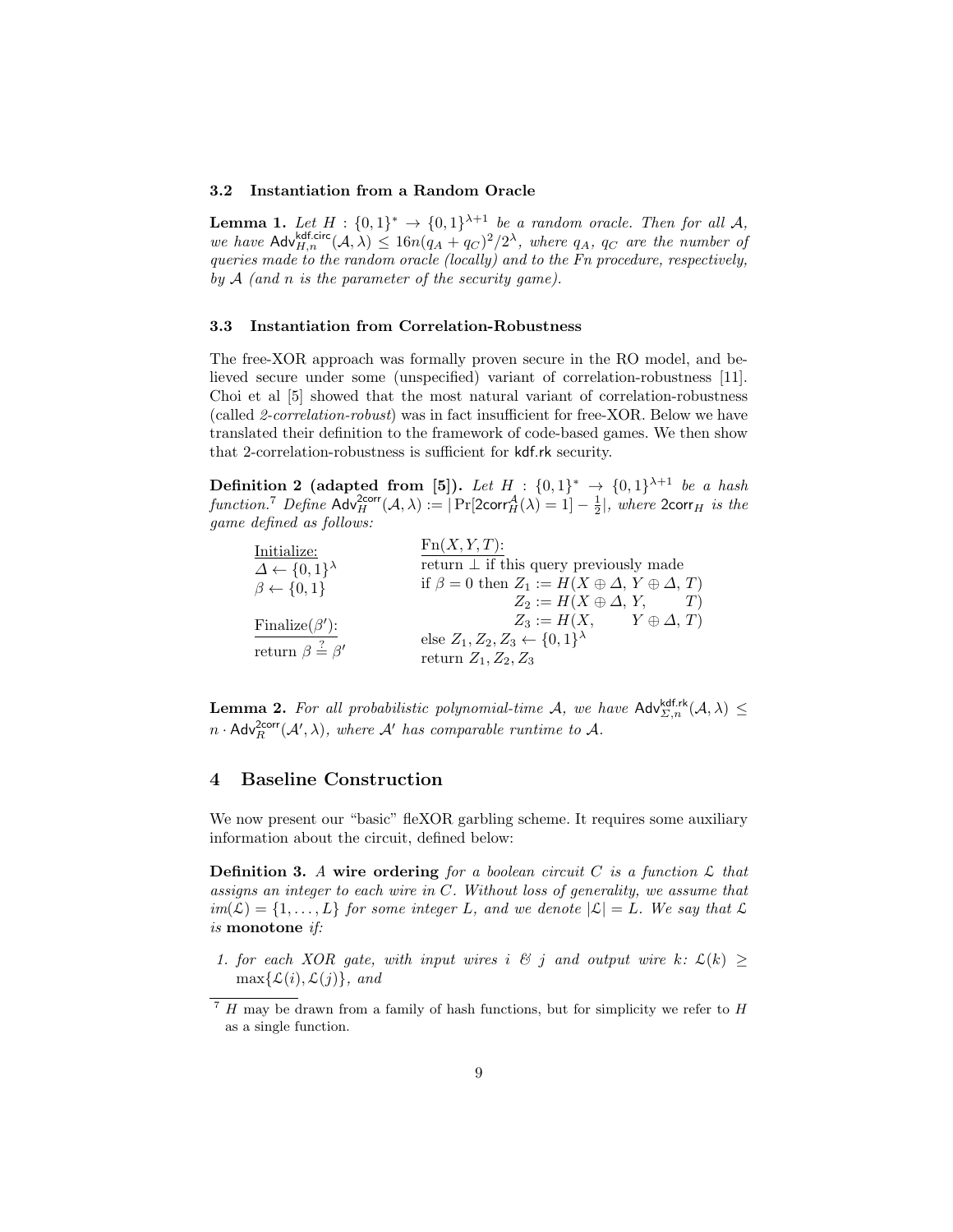### 3.2 Instantiation from a Random Oracle

**Lemma 1.** *Let $H : \{0,1\}^* \to \{0,1\}^{\lambda+1}$ be a random oracle. Then for all $\mathcal{A}$, we have $\mathsf{Adv}^{\mathsf{kdf.circ}}_{H,n}(\mathcal{A}, \lambda) \leq 16n(q_A + q_C)^2/2^\lambda$, where $q_A$, $q_C$ are the number of queries made to the random oracle (locally) and to the Fn procedure, respectively, by $\mathcal{A}$ (and $n$ is the parameter of the security game).*

### 3.3 Instantiation from Correlation-Robustness

The free-XOR approach was formally proven secure in the RO model, and believed secure under some (unspecified) variant of correlation-robustness [11]. Choi et al [5] showed that the most natural variant of correlation-robustness (called *2-correlation-robust*) was in fact insufficient for free-XOR. Below we have translated their definition to the framework of code-based games. We then show that 2-correlation-robustness is sufficient for $\mathsf{kdf.rk}$ security.

**Definition 2 (adapted from [5]).** *Let $H : \{0,1\}^* \to \{0,1\}^{\lambda+1}$ be a hash function.[7] Define $\mathsf{Adv}^{\mathsf{2corr}}_{H}(\mathcal{A}, \lambda) := |\Pr[\mathsf{2corr}^{\mathcal{A}}_{H}(\lambda) = 1] - \frac{1}{2}|$, where $\mathsf{2corr}_H$ is the game defined as follows:*

```
Initialize:                 Fn(X, Y, T):
Δ ← {0,1}^λ                 return ⊥ if this query previously made
β ← {0,1}                   if β = 0 then Z_1 := H(X ⊕ Δ, Y ⊕ Δ, T)
                                          Z_2 := H(X ⊕ Δ, Y,     T)
Finalize(β'):                             Z_3 := H(X,     Y ⊕ Δ, T)
return β =? β'              else Z_1, Z_2, Z_3 ← {0,1}^λ
                            return Z_1, Z_2, Z_3
```

**Lemma 2.** *For all probabilistic polynomial-time $\mathcal{A}$, we have $\mathsf{Adv}^{\mathsf{kdf.rk}}_{\Sigma,n}(\mathcal{A}, \lambda) \leq n \cdot \mathsf{Adv}^{\mathsf{2corr}}_{R}(\mathcal{A}', \lambda)$, where $\mathcal{A}'$ has comparable runtime to $\mathcal{A}$.*

## 4 Baseline Construction

We now present our "basic" fleXOR garbling scheme. It requires some auxiliary information about the circuit, defined below:

**Definition 3.** *A* **wiring ordering** *for a boolean circuit $C$ is a function $\mathcal{L}$ that assigns an integer to each wire in $C$. Without loss of generality, we assume that $im(\mathcal{L}) = \{1, \ldots, L\}$ for some integer $L$, and we denote $|\mathcal{L}| = L$. We say that $\mathcal{L}$ is* **monotone** *if:*

1. *for each XOR gate, with input wires $i$ & $j$ and output wire $k$: $\mathcal{L}(k) \geq \max\{\mathcal{L}(i), \mathcal{L}(j)\}$, and*

[7] $H$ may be drawn from a family of hash functions, but for simplicity we refer to $H$ as a single function.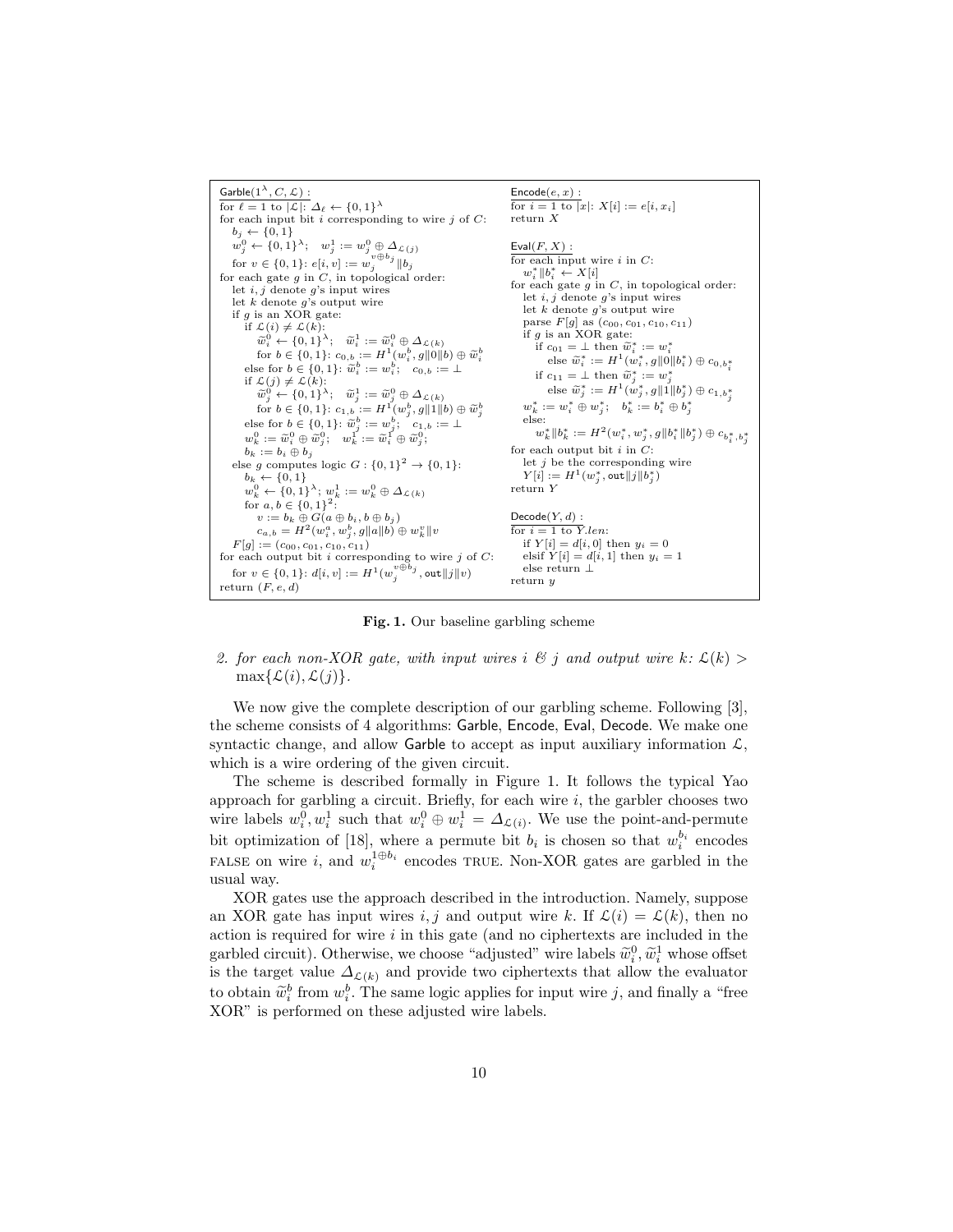```
Garble(1^λ, C, L) :
for ℓ = 1 to |L|: Δ_ℓ ← {0,1}^λ
for each input bit i corresponding to wire j of C:
  b_j ← {0,1}
  w_j^0 ← {0,1}^λ;   w_j^1 := w_j^0 ⊕ Δ_{L(j)}
  for v ∈ {0,1}: e[i,v] := w_j^{v⊕b_j} ‖ b_j
for each gate g in C, in topological order:
  let i, j denote g's input wires
  let k denote g's output wire
  if g is an XOR gate:
    if L(i) ≠ L(k):
      w̃_i^0 ← {0,1}^λ;   w̃_i^1 := w̃_i^0 ⊕ Δ_{L(k)}
      for b ∈ {0,1}: c_{0,b} := H^1(w_i^b, g‖0‖b) ⊕ w̃_i^b
    else for b ∈ {0,1}: w̃_i^b := w_i^b;   c_{0,b} := ⊥
    if L(j) ≠ L(k):
      w̃_j^0 ← {0,1}^λ;   w̃_j^1 := w̃_j^0 ⊕ Δ_{L(k)}
      for b ∈ {0,1}: c_{1,b} := H^1(w_j^b, g‖1‖b) ⊕ w̃_j^b
    else for b ∈ {0,1}: w̃_j^b := w_j^b;   c_{1,b} := ⊥
    w_k^0 := w̃_i^0 ⊕ w̃_j^0;   w_k^1 := w̃_i^1 ⊕ w̃_j^0;
    b_k := b_i ⊕ b_j
  else g computes logic G : {0,1}^2 → {0,1}:
    b_k ← {0,1}
    w_k^0 ← {0,1}^λ; w_k^1 := w_k^0 ⊕ Δ_{L(k)}
    for a, b ∈ {0,1}^2:
      v := b_k ⊕ G(a ⊕ b_i, b ⊕ b_j)
      c_{a,b} = H^2(w_i^a, w_j^b, g‖a‖b) ⊕ w_k^v ‖ v
  F[g] := (c_00, c_01, c_10, c_11)
for each output bit i corresponding to wire j of C:
  for v ∈ {0,1}: d[i,v] := H^1(w_j^{v⊕b_j}, out‖j‖v)
return (F, e, d)

Encode(e, x) :
for i = 1 to |x|: X[i] := e[i, x_i]
return X

Eval(F, X) :
for each input wire i in C:
  w_i^* ‖ b_i^* ← X[i]
for each gate g in C, in topological order:
  let i, j denote g's input wires
  let k denote g's output wire
  parse F[g] as (c_00, c_01, c_10, c_11)
  if g is an XOR gate:
    if c_01 = ⊥ then w̃_i^* := w_i^*
      else w̃_i^* := H^1(w_i^*, g‖0‖b_i^*) ⊕ c_{0,b_i^*}
    if c_11 = ⊥ then w̃_j^* := w_j^*
      else w̃_j^* := H^1(w_j^*, g‖1‖b_j^*) ⊕ c_{1,b_j^*}
    w_k^* := w_i^* ⊕ w_j^*;   b_k^* := b_i^* ⊕ b_j^*
  else:
    w_k^* ‖ b_k^* := H^2(w_i^*, w_j^*, g‖b_i^*‖b_j^*) ⊕ c_{b_i^*, b_j^*}
for each output bit i in C:
  let j be the corresponding wire
  Y[i] := H^1(w_j^*, out‖j‖b_j^*)
return Y

Decode(Y, d) :
for i = 1 to Y.len:
  if Y[i] = d[i,0] then y_i = 0
  elsif Y[i] = d[i,1] then y_i = 1
  else return ⊥
return y
```

**Fig. 1.** Our baseline garbling scheme

2. *for each non-XOR gate, with input wires i & j and output wire k:* $\mathcal{L}(k) > \max\{\mathcal{L}(i), \mathcal{L}(j)\}$.

We now give the complete description of our garbling scheme. Following [3], the scheme consists of 4 algorithms: Garble, Encode, Eval, Decode. We make one syntactic change, and allow Garble to accept as input auxiliary information $\mathcal{L}$, which is a wire ordering of the given circuit.

The scheme is described formally in Figure 1. It follows the typical Yao approach for garbling a circuit. Briefly, for each wire $i$, the garbler chooses two wire labels $w_i^0, w_i^1$ such that $w_i^0 \oplus w_i^1 = \Delta_{\mathcal{L}(i)}$. We use the point-and-permute bit optimization of [18], where a permute bit $b_i$ is chosen so that $w_i^{b_i}$ encodes FALSE on wire $i$, and $w_i^{1 \oplus b_i}$ encodes TRUE. Non-XOR gates are garbled in the usual way.

XOR gates use the approach described in the introduction. Namely, suppose an XOR gate has input wires $i, j$ and output wire $k$. If $\mathcal{L}(i) = \mathcal{L}(k)$, then no action is required for wire $i$ in this gate (and no ciphertexts are included in the garbled circuit). Otherwise, we choose "adjusted" wire labels $\widetilde{w}_i^0, \widetilde{w}_i^1$ whose offset is the target value $\Delta_{\mathcal{L}(k)}$ and provide two ciphertexts that allow the evaluator to obtain $\widetilde{w}_i^b$ from $w_i^b$. The same logic applies for input wire $j$, and finally a "free XOR" is performed on these adjusted wire labels.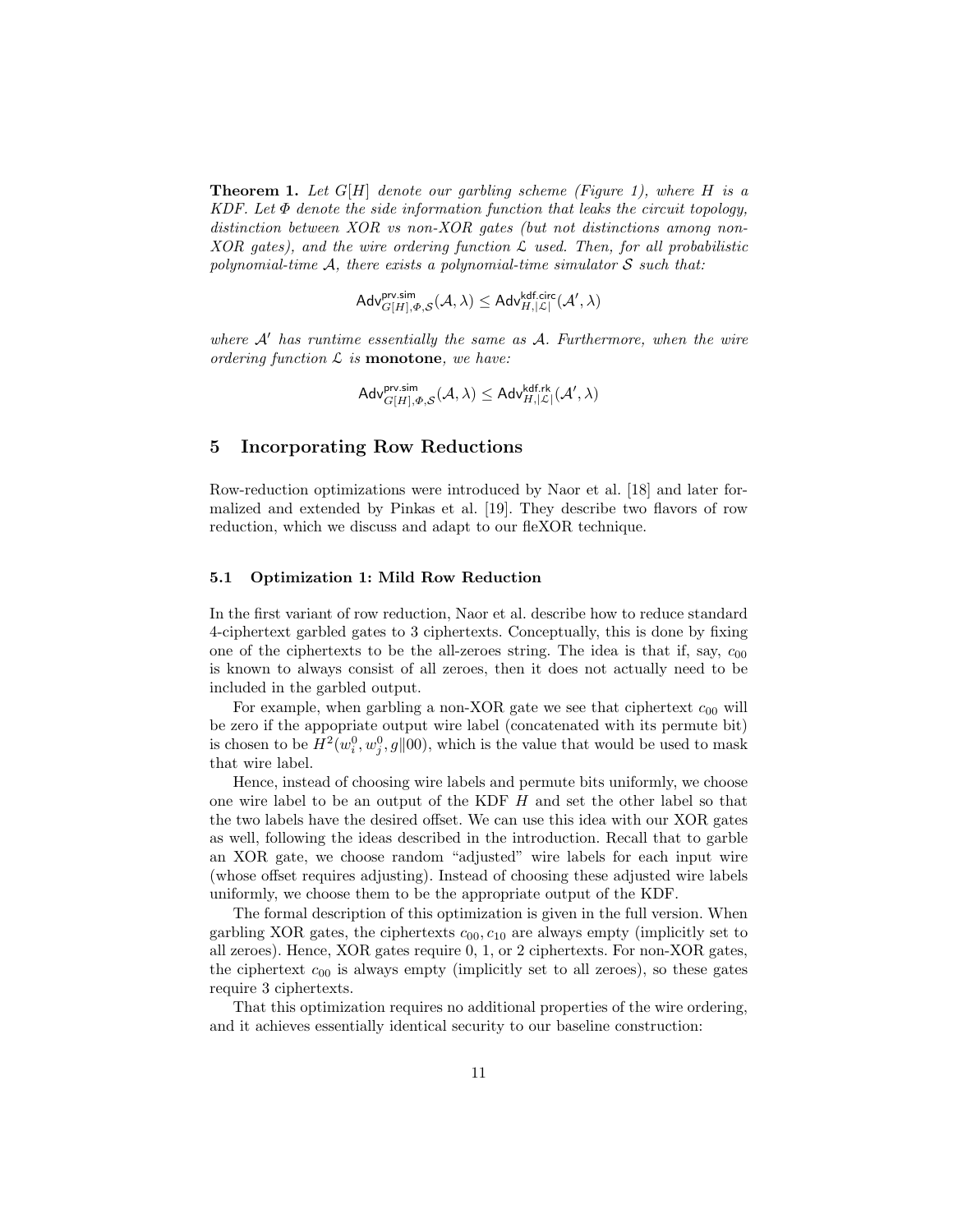**Theorem 1.** *Let $G[H]$ denote our garbling scheme (Figure 1), where $H$ is a KDF. Let $\Phi$ denote the side information function that leaks the circuit topology, distinction between XOR vs non-XOR gates (but not distinctions among non-XOR gates), and the wire ordering function $\mathcal{L}$ used. Then, for all probabilistic polynomial-time $\mathcal{A}$, there exists a polynomial-time simulator $\mathcal{S}$ such that:*

$$\mathsf{Adv}^{\mathsf{prv.sim}}_{G[H],\Phi,\mathcal{S}}(\mathcal{A},\lambda) \leq \mathsf{Adv}^{\mathsf{kdf.circ}}_{H,|\mathcal{L}|}(\mathcal{A}',\lambda)$$

*where $\mathcal{A}'$ has runtime essentially the same as $\mathcal{A}$. Furthermore, when the wire ordering function $\mathcal{L}$ is* **monotone***, we have:*

$$\mathsf{Adv}^{\mathsf{prv.sim}}_{G[H],\Phi,\mathcal{S}}(\mathcal{A},\lambda) \leq \mathsf{Adv}^{\mathsf{kdf.rk}}_{H,|\mathcal{L}|}(\mathcal{A}',\lambda)$$

## 5 Incorporating Row Reductions

Row-reduction optimizations were introduced by Naor et al. [18] and later formalized and extended by Pinkas et al. [19]. They describe two flavors of row reduction, which we discuss and adapt to our fleXOR technique.

### 5.1 Optimization 1: Mild Row Reduction

In the first variant of row reduction, Naor et al. describe how to reduce standard 4-ciphertext garbled gates to 3 ciphertexts. Conceptually, this is done by fixing one of the ciphertexts to be the all-zeroes string. The idea is that if, say, $c_{00}$ is known to always consist of all zeroes, then it does not actually need to be included in the garbled output.

For example, when garbling a non-XOR gate we see that ciphertext $c_{00}$ will be zero if the appopriate output wire label (concatenated with its permute bit) is chosen to be $H^2(w_i^0, w_j^0, g\|00)$, which is the value that would be used to mask that wire label.

Hence, instead of choosing wire labels and permute bits uniformly, we choose one wire label to be an output of the KDF $H$ and set the other label so that the two labels have the desired offset. We can use this idea with our XOR gates as well, following the ideas described in the introduction. Recall that to garble an XOR gate, we choose random "adjusted" wire labels for each input wire (whose offset requires adjusting). Instead of choosing these adjusted wire labels uniformly, we choose them to be the appropriate output of the KDF.

The formal description of this optimization is given in the full version. When garbling XOR gates, the ciphertexts $c_{00}, c_{10}$ are always empty (implicitly set to all zeroes). Hence, XOR gates require 0, 1, or 2 ciphertexts. For non-XOR gates, the ciphertext $c_{00}$ is always empty (implicitly set to all zeroes), so these gates require 3 ciphertexts.

That this optimization requires no additional properties of the wire ordering, and it achieves essentially identical security to our baseline construction: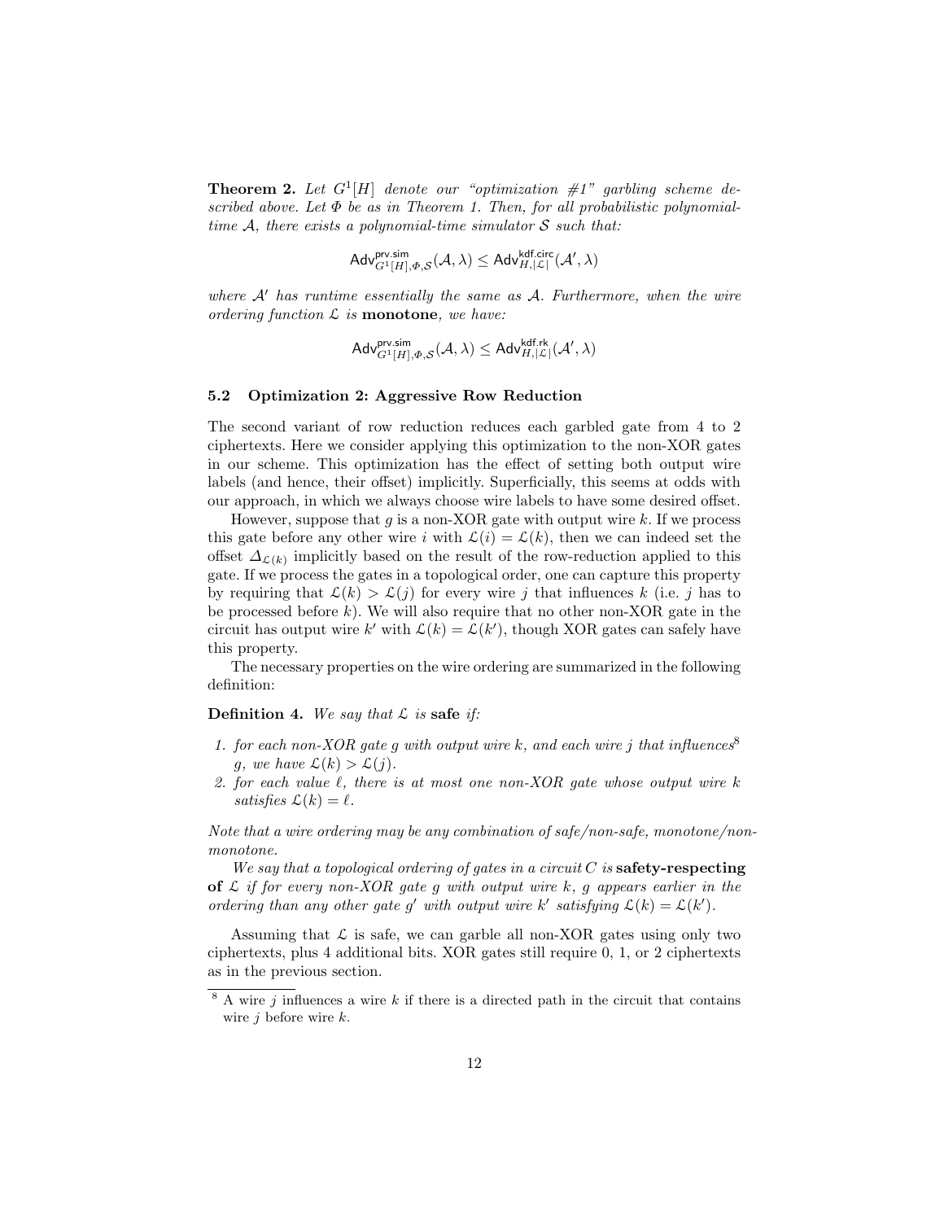**Theorem 2.** *Let $G^1[H]$ denote our "optimization #1" garbling scheme described above. Let $\Phi$ be as in Theorem 1. Then, for all probabilistic polynomial-time $\mathcal{A}$, there exists a polynomial-time simulator $\mathcal{S}$ such that:*

$$\mathsf{Adv}^{\mathsf{prv.sim}}_{G^1[H],\Phi,\mathcal{S}}(\mathcal{A},\lambda) \leq \mathsf{Adv}^{\mathsf{kdf.circ}}_{H,|\mathcal{L}|}(\mathcal{A}',\lambda)$$

*where $\mathcal{A}'$ has runtime essentially the same as $\mathcal{A}$. Furthermore, when the wire ordering function $\mathcal{L}$ is* **monotone***, we have:*

$$\mathsf{Adv}^{\mathsf{prv.sim}}_{G^1[H],\Phi,\mathcal{S}}(\mathcal{A},\lambda) \leq \mathsf{Adv}^{\mathsf{kdf.rk}}_{H,|\mathcal{L}|}(\mathcal{A}',\lambda)$$

### 5.2 Optimization 2: Aggressive Row Reduction

The second variant of row reduction reduces each garbled gate from 4 to 2 ciphertexts. Here we consider applying this optimization to the non-XOR gates in our scheme. This optimization has the effect of setting both output wire labels (and hence, their offset) implicitly. Superficially, this seems at odds with our approach, in which we always choose wire labels to have some desired offset.

However, suppose that $g$ is a non-XOR gate with output wire $k$. If we process this gate before any other wire $i$ with $\mathcal{L}(i) = \mathcal{L}(k)$, then we can indeed set the offset $\Delta_{\mathcal{L}(k)}$ implicitly based on the result of the row-reduction applied to this gate. If we process the gates in a topological order, one can capture this property by requiring that $\mathcal{L}(k) > \mathcal{L}(j)$ for every wire $j$ that influences $k$ (i.e. $j$ has to be processed before $k$). We will also require that no other non-XOR gate in the circuit has output wire $k'$ with $\mathcal{L}(k) = \mathcal{L}(k')$, though XOR gates can safely have this property.

The necessary properties on the wire ordering are summarized in the following definition:

**Definition 4.** *We say that $\mathcal{L}$ is* **safe** *if:*

1. *for each non-XOR gate $g$ with output wire $k$, and each wire $j$ that influences[8] $g$, we have $\mathcal{L}(k) > \mathcal{L}(j)$.*
2. *for each value $\ell$, there is at most one non-XOR gate whose output wire $k$ satisfies $\mathcal{L}(k) = \ell$.*

*Note that a wire ordering may be any combination of safe/non-safe, monotone/non-monotone.*

*We say that a topological ordering of gates in a circuit $C$ is* **safety-respecting of** $\mathcal{L}$ *if for every non-XOR gate $g$ with output wire $k$, $g$ appears earlier in the ordering than any other gate $g'$ with output wire $k'$ satisfying $\mathcal{L}(k) = \mathcal{L}(k')$.*

Assuming that $\mathcal{L}$ is safe, we can garble all non-XOR gates using only two ciphertexts, plus 4 additional bits. XOR gates still require 0, 1, or 2 ciphertexts as in the previous section.

[8] A wire $j$ influences a wire $k$ if there is a directed path in the circuit that contains wire $j$ before wire $k$.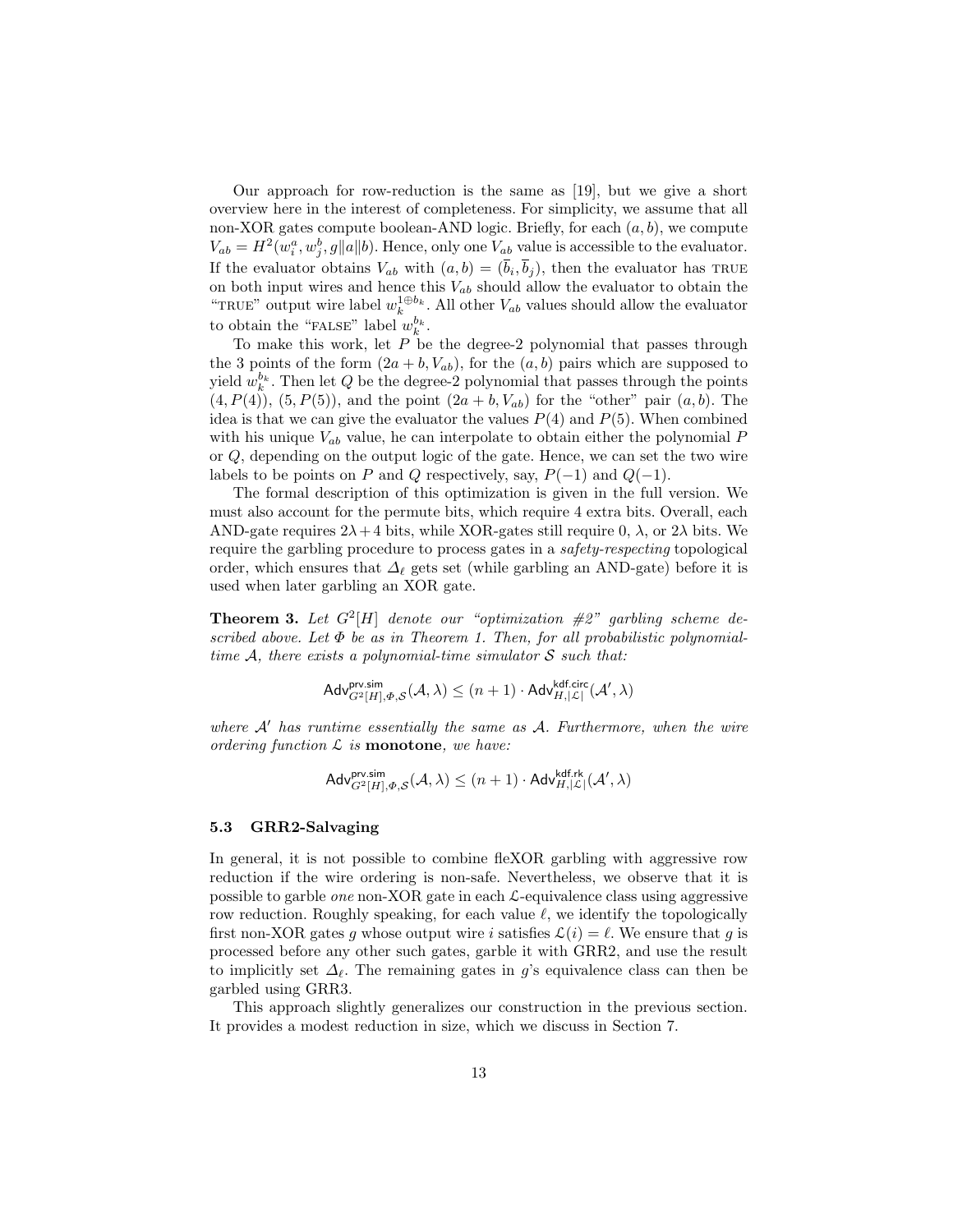Our approach for row-reduction is the same as [19], but we give a short overview here in the interest of completeness. For simplicity, we assume that all non-XOR gates compute boolean-AND logic. Briefly, for each $(a, b)$, we compute $V_{ab} = H^2(w_i^a, w_j^b, g\|a\|b)$. Hence, only one $V_{ab}$ value is accessible to the evaluator. If the evaluator obtains $V_{ab}$ with $(a, b) = (\bar{b}_i, \bar{b}_j)$, then the evaluator has TRUE on both input wires and hence this $V_{ab}$ should allow the evaluator to obtain the "TRUE" output wire label $w_k^{1 \oplus b_k}$. All other $V_{ab}$ values should allow the evaluator to obtain the "FALSE" label $w_k^{b_k}$.

To make this work, let $P$ be the degree-2 polynomial that passes through the 3 points of the form $(2a + b, V_{ab})$, for the $(a, b)$ pairs which are supposed to yield $w_k^{b_k}$. Then let $Q$ be the degree-2 polynomial that passes through the points $(4, P(4))$, $(5, P(5))$, and the point $(2a + b, V_{ab})$ for the "other" pair $(a, b)$. The idea is that we can give the evaluator the values $P(4)$ and $P(5)$. When combined with his unique $V_{ab}$ value, he can interpolate to obtain either the polynomial $P$ or $Q$, depending on the output logic of the gate. Hence, we can set the two wire labels to be points on $P$ and $Q$ respectively, say, $P(-1)$ and $Q(-1)$.

The formal description of this optimization is given in the full version. We must also account for the permute bits, which require 4 extra bits. Overall, each AND-gate requires $2\lambda + 4$ bits, while XOR-gates still require 0, $\lambda$, or $2\lambda$ bits. We require the garbling procedure to process gates in a *safety-respecting* topological order, which ensures that $\Delta_\ell$ gets set (while garbling an AND-gate) before it is used when later garbling an XOR gate.

**Theorem 3.** *Let $G^2[H]$ denote our "optimization #2" garbling scheme described above. Let $\Phi$ be as in Theorem 1. Then, for all probabilistic polynomial-time $\mathcal{A}$, there exists a polynomial-time simulator $\mathcal{S}$ such that:*

$$\mathsf{Adv}^{\mathsf{prv.sim}}_{G^2[H],\Phi,\mathcal{S}}(\mathcal{A}, \lambda) \leq (n+1) \cdot \mathsf{Adv}^{\mathsf{kdf.circ}}_{H,|\mathcal{L}|}(\mathcal{A}', \lambda)$$

*where $\mathcal{A}'$ has runtime essentially the same as $\mathcal{A}$. Furthermore, when the wire ordering function $\mathcal{L}$ is* **monotone***, we have:*

$$\mathsf{Adv}^{\mathsf{prv.sim}}_{G^2[H],\Phi,\mathcal{S}}(\mathcal{A}, \lambda) \leq (n+1) \cdot \mathsf{Adv}^{\mathsf{kdf.rk}}_{H,|\mathcal{L}|}(\mathcal{A}', \lambda)$$

### 5.3 GRR2-Salvaging

In general, it is not possible to combine fleXOR garbling with aggressive row reduction if the wire ordering is non-safe. Nevertheless, we observe that it is possible to garble *one* non-XOR gate in each $\mathcal{L}$-equivalence class using aggressive row reduction. Roughly speaking, for each value $\ell$, we identify the topologically first non-XOR gates $g$ whose output wire $i$ satisfies $\mathcal{L}(i) = \ell$. We ensure that $g$ is processed before any other such gates, garble it with GRR2, and use the result to implicitly set $\Delta_\ell$. The remaining gates in $g$'s equivalence class can then be garbled using GRR3.

This approach slightly generalizes our construction in the previous section. It provides a modest reduction in size, which we discuss in Section 7.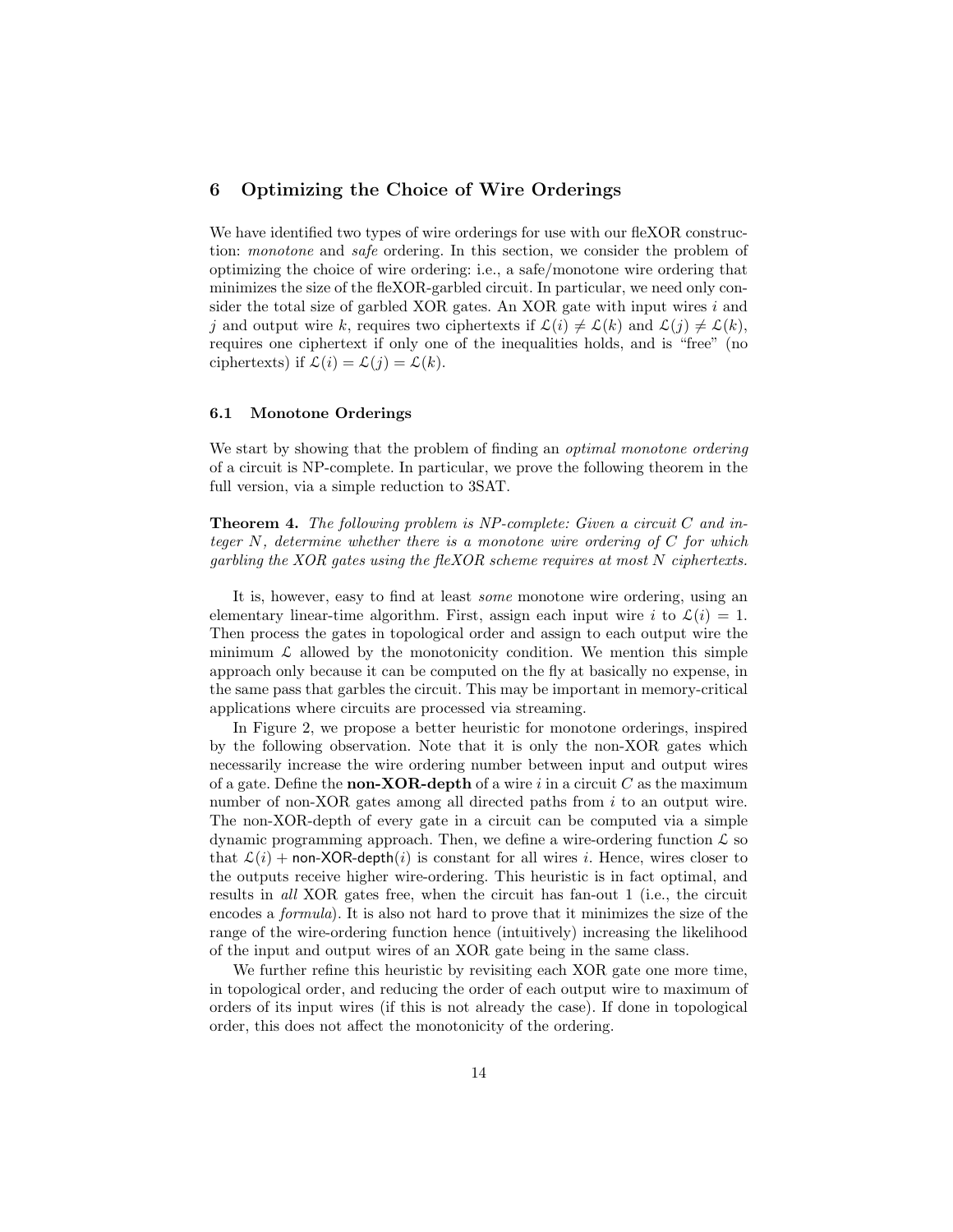## 6 Optimizing the Choice of Wire Orderings

We have identified two types of wire orderings for use with our fleXOR construction: *monotone* and *safe* ordering. In this section, we consider the problem of optimizing the choice of wire ordering: i.e., a safe/monotone wire ordering that minimizes the size of the fleXOR-garbled circuit. In particular, we need only consider the total size of garbled XOR gates. An XOR gate with input wires $i$ and $j$ and output wire $k$, requires two ciphertexts if $\mathcal{L}(i) \neq \mathcal{L}(k)$ and $\mathcal{L}(j) \neq \mathcal{L}(k)$, requires one ciphertext if only one of the inequalities holds, and is "free" (no ciphertexts) if $\mathcal{L}(i) = \mathcal{L}(j) = \mathcal{L}(k)$.

### 6.1 Monotone Orderings

We start by showing that the problem of finding an *optimal monotone ordering* of a circuit is NP-complete. In particular, we prove the following theorem in the full version, via a simple reduction to 3SAT.

**Theorem 4.** *The following problem is NP-complete: Given a circuit $C$ and integer $N$, determine whether there is a monotone wire ordering of $C$ for which garbling the XOR gates using the fleXOR scheme requires at most $N$ ciphertexts.*

It is, however, easy to find at least *some* monotone wire ordering, using an elementary linear-time algorithm. First, assign each input wire $i$ to $\mathcal{L}(i) = 1$. Then process the gates in topological order and assign to each output wire the minimum $\mathcal{L}$ allowed by the monotonicity condition. We mention this simple approach only because it can be computed on the fly at basically no expense, in the same pass that garbles the circuit. This may be important in memory-critical applications where circuits are processed via streaming.

In Figure 2, we propose a better heuristic for monotone orderings, inspired by the following observation. Note that it is only the non-XOR gates which necessarily increase the wire ordering number between input and output wires of a gate. Define the **non-XOR-depth** of a wire $i$ in a circuit $C$ as the maximum number of non-XOR gates among all directed paths from $i$ to an output wire. The non-XOR-depth of every gate in a circuit can be computed via a simple dynamic programming approach. Then, we define a wire-ordering function $\mathcal{L}$ so that $\mathcal{L}(i) + \textsf{non-XOR-depth}(i)$ is constant for all wires $i$. Hence, wires closer to the outputs receive higher wire-ordering. This heuristic is in fact optimal, and results in *all* XOR gates free, when the circuit has fan-out 1 (i.e., the circuit encodes a *formula*). It is also not hard to prove that it minimizes the size of the range of the wire-ordering function hence (intuitively) increasing the likelihood of the input and output wires of an XOR gate being in the same class.

We further refine this heuristic by revisiting each XOR gate one more time, in topological order, and reducing the order of each output wire to maximum of orders of its input wires (if this is not already the case). If done in topological order, this does not affect the monotonicity of the ordering.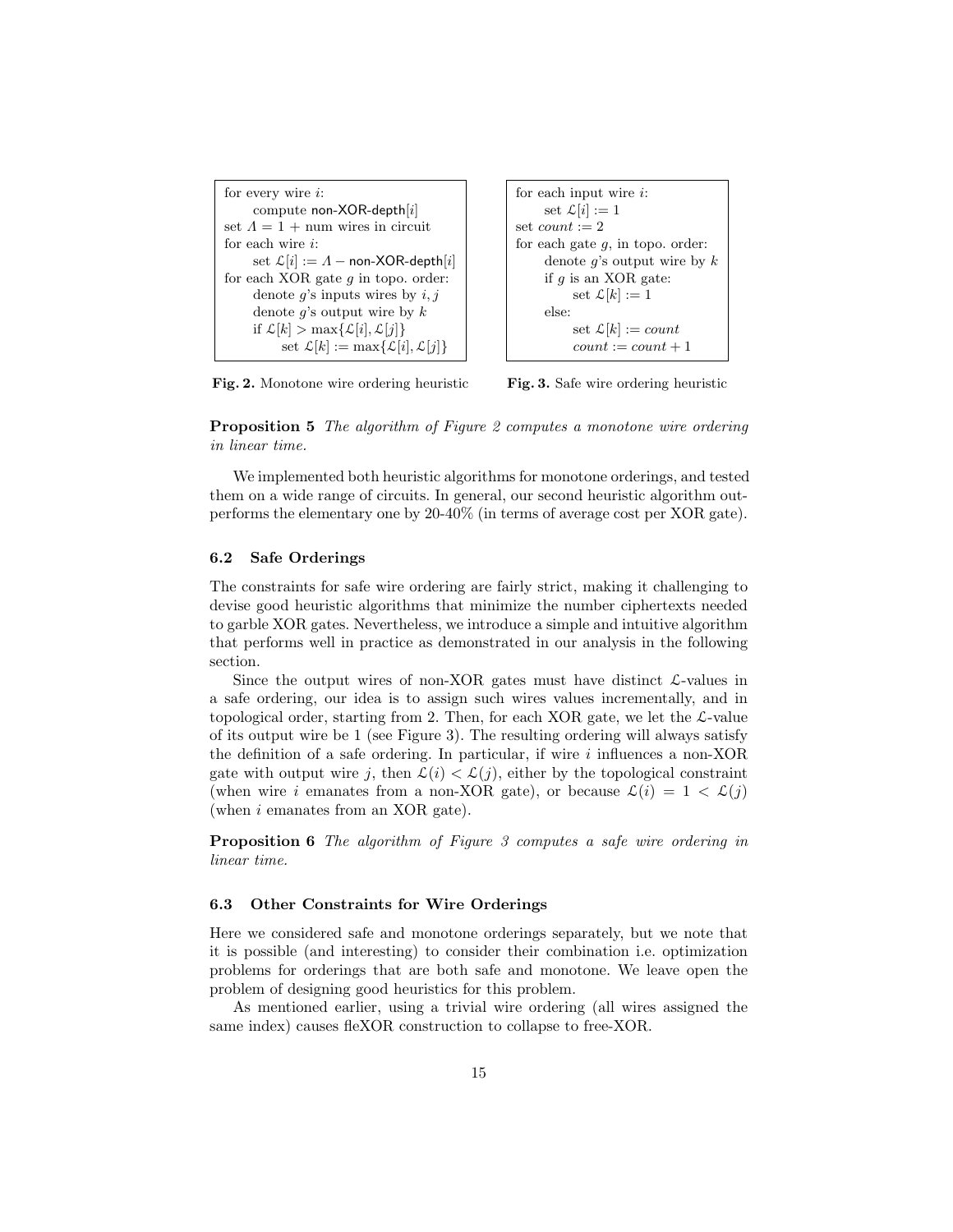```
for every wire i:
    compute non-XOR-depth[i]
set Λ = 1 + num wires in circuit
for each wire i:
    set L[i] := Λ − non-XOR-depth[i]
for each XOR gate g in topo. order:
    denote g's inputs wires by i, j
    denote g's output wire by k
    if L[k] > max{L[i], L[j]}
        set L[k] := max{L[i], L[j]}
```

**Fig. 2.** Monotone wire ordering heuristic

```
for each input wire i:
    set L[i] := 1
set count := 2
for each gate g, in topo. order:
    denote g's output wire by k
    if g is an XOR gate:
        set L[k] := 1
    else:
        set L[k] := count
        count := count + 1
```

**Fig. 3.** Safe wire ordering heuristic

**Proposition 5** *The algorithm of Figure 2 computes a monotone wire ordering in linear time.*

We implemented both heuristic algorithms for monotone orderings, and tested them on a wide range of circuits. In general, our second heuristic algorithm outperforms the elementary one by 20-40% (in terms of average cost per XOR gate).

### 6.2 Safe Orderings

The constraints for safe wire ordering are fairly strict, making it challenging to devise good heuristic algorithms that minimize the number ciphertexts needed to garble XOR gates. Nevertheless, we introduce a simple and intuitive algorithm that performs well in practice as demonstrated in our analysis in the following section.

Since the output wires of non-XOR gates must have distinct $\mathcal{L}$-values in a safe ordering, our idea is to assign such wires values incrementally, and in topological order, starting from 2. Then, for each XOR gate, we let the $\mathcal{L}$-value of its output wire be 1 (see Figure 3). The resulting ordering will always satisfy the definition of a safe ordering. In particular, if wire $i$ influences a non-XOR gate with output wire $j$, then $\mathcal{L}(i) < \mathcal{L}(j)$, either by the topological constraint (when wire $i$ emanates from a non-XOR gate), or because $\mathcal{L}(i) = 1 < \mathcal{L}(j)$ (when $i$ emanates from an XOR gate).

**Proposition 6** *The algorithm of Figure 3 computes a safe wire ordering in linear time.*

### 6.3 Other Constraints for Wire Orderings

Here we considered safe and monotone orderings separately, but we note that it is possible (and interesting) to consider their combination i.e. optimization problems for orderings that are both safe and monotone. We leave open the problem of designing good heuristics for this problem.

As mentioned earlier, using a trivial wire ordering (all wires assigned the same index) causes fleXOR construction to collapse to free-XOR.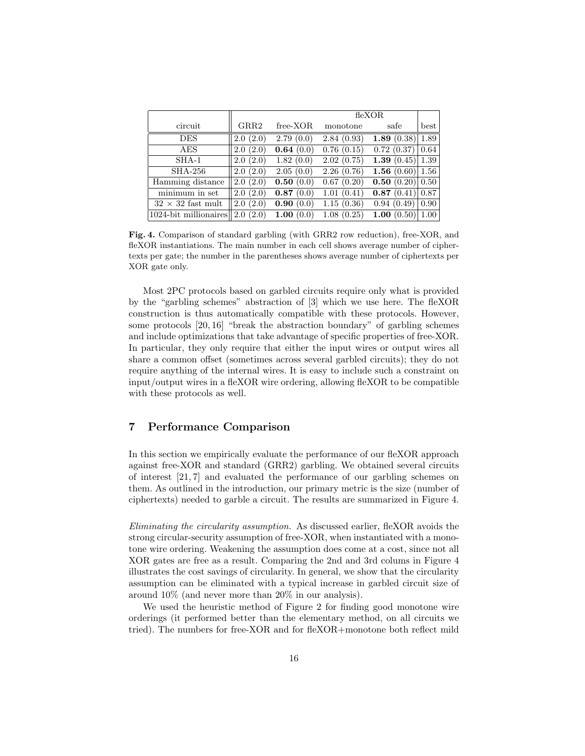| circuit | GRR2 | free-XOR | fleXOR monotone | fleXOR safe | best |
|---|---|---|---|---|---|
| DES | 2.0 (2.0) | 2.79 (0.0) | 2.84 (0.93) | **1.89** (0.38) | 1.89 |
| AES | 2.0 (2.0) | **0.64** (0.0) | 0.76 (0.15) | 0.72 (0.37) | 0.64 |
| SHA-1 | 2.0 (2.0) | 1.82 (0.0) | 2.02 (0.75) | **1.39** (0.45) | 1.39 |
| SHA-256 | 2.0 (2.0) | 2.05 (0.0) | 2.26 (0.76) | **1.56** (0.60) | 1.56 |
| Hamming distance | 2.0 (2.0) | **0.50** (0.0) | 0.67 (0.20) | **0.50** (0.20) | 0.50 |
| minimum in set | 2.0 (2.0) | **0.87** (0.0) | 1.01 (0.41) | **0.87** (0.41) | 0.87 |
| $32 \times 32$ fast mult | 2.0 (2.0) | **0.90** (0.0) | 1.15 (0.36) | 0.94 (0.49) | 0.90 |
| 1024-bit millionaires | 2.0 (2.0) | **1.00** (0.0) | 1.08 (0.25) | **1.00** (0.50) | 1.00 |

**Fig. 4.** Comparison of standard garbling (with GRR2 row reduction), free-XOR, and fleXOR instantiations. The main number in each cell shows average number of ciphertexts per gate; the number in the parentheses shows average number of ciphertexts per XOR gate only.

Most 2PC protocols based on garbled circuits require only what is provided by the "garbling schemes" abstraction of [3] which we use here. The fleXOR construction is thus automatically compatible with these protocols. However, some protocols [20, 16] "break the abstraction boundary" of garbling schemes and include optimizations that take advantage of specific properties of free-XOR. In particular, they only require that either the input wires or output wires all share a common offset (sometimes across several garbled circuits); they do not require anything of the internal wires. It is easy to include such a constraint on input/output wires in a fleXOR wire ordering, allowing fleXOR to be compatible with these protocols as well.

## 7 Performance Comparison

In this section we empirically evaluate the performance of our fleXOR approach against free-XOR and standard (GRR2) garbling. We obtained several circuits of interest [21, 7] and evaluated the performance of our garbling schemes on them. As outlined in the introduction, our primary metric is the size (number of ciphertexts) needed to garble a circuit. The results are summarized in Figure 4.

*Eliminating the circularity assumption.* As discussed earlier, fleXOR avoids the strong circular-security assumption of free-XOR, when instantiated with a monotone wire ordering. Weakening the assumption does come at a cost, since not all XOR gates are free as a result. Comparing the 2nd and 3rd colums in Figure 4 illustrates the cost savings of circularity. In general, we show that the circularity assumption can be eliminated with a typical increase in garbled circuit size of around 10% (and never more than 20% in our analysis).

We used the heuristic method of Figure 2 for finding good monotone wire orderings (it performed better than the elementary method, on all circuits we tried). The numbers for free-XOR and for fleXOR+monotone both reflect mild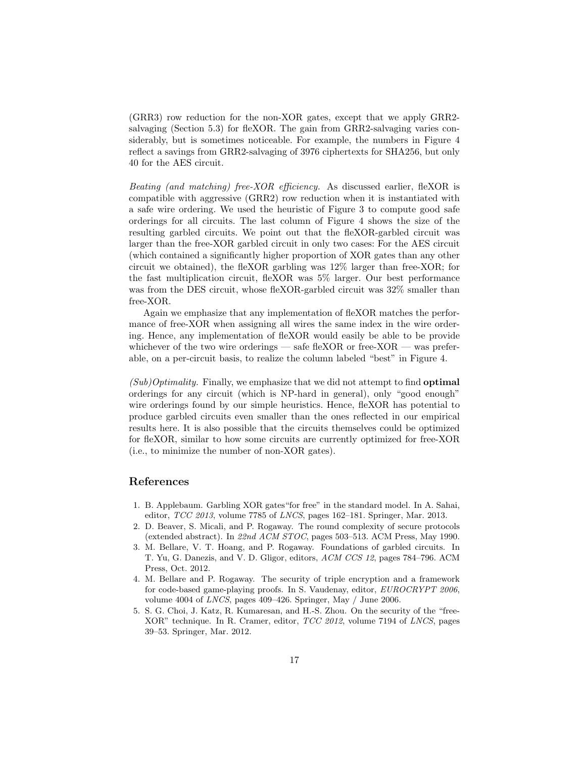(GRR3) row reduction for the non-XOR gates, except that we apply GRR2-salvaging (Section 5.3) for fleXOR. The gain from GRR2-salvaging varies considerably, but is sometimes noticeable. For example, the numbers in Figure 4 reflect a savings from GRR2-salvaging of 3976 ciphertexts for SHA256, but only 40 for the AES circuit.

*Beating (and matching) free-XOR efficiency.* As discussed earlier, fleXOR is compatible with aggressive (GRR2) row reduction when it is instantiated with a safe wire ordering. We used the heuristic of Figure 3 to compute good safe orderings for all circuits. The last column of Figure 4 shows the size of the resulting garbled circuits. We point out that the fleXOR-garbled circuit was larger than the free-XOR garbled circuit in only two cases: For the AES circuit (which contained a significantly higher proportion of XOR gates than any other circuit we obtained), the fleXOR garbling was 12% larger than free-XOR; for the fast multiplication circuit, fleXOR was 5% larger. Our best performance was from the DES circuit, whose fleXOR-garbled circuit was 32% smaller than free-XOR.

Again we emphasize that any implementation of fleXOR matches the performance of free-XOR when assigning all wires the same index in the wire ordering. Hence, any implementation of fleXOR would easily be able to be provide whichever of the two wire orderings — safe fleXOR or free-XOR — was preferable, on a per-circuit basis, to realize the column labeled "best" in Figure 4.

*(Sub)Optimality.* Finally, we emphasize that we did not attempt to find **optimal** orderings for any circuit (which is NP-hard in general), only "good enough" wire orderings found by our simple heuristics. Hence, fleXOR has potential to produce garbled circuits even smaller than the ones reflected in our empirical results here. It is also possible that the circuits themselves could be optimized for fleXOR, similar to how some circuits are currently optimized for free-XOR (i.e., to minimize the number of non-XOR gates).

## References

1. B. Applebaum. Garbling XOR gates"for free" in the standard model. In A. Sahai, editor, *TCC 2013*, volume 7785 of *LNCS*, pages 162–181. Springer, Mar. 2013.
2. D. Beaver, S. Micali, and P. Rogaway. The round complexity of secure protocols (extended abstract). In *22nd ACM STOC*, pages 503–513. ACM Press, May 1990.
3. M. Bellare, V. T. Hoang, and P. Rogaway. Foundations of garbled circuits. In T. Yu, G. Danezis, and V. D. Gligor, editors, *ACM CCS 12*, pages 784–796. ACM Press, Oct. 2012.
4. M. Bellare and P. Rogaway. The security of triple encryption and a framework for code-based game-playing proofs. In S. Vaudenay, editor, *EUROCRYPT 2006*, volume 4004 of *LNCS*, pages 409–426. Springer, May / June 2006.
5. S. G. Choi, J. Katz, R. Kumaresan, and H.-S. Zhou. On the security of the "free-XOR" technique. In R. Cramer, editor, *TCC 2012*, volume 7194 of *LNCS*, pages 39–53. Springer, Mar. 2012.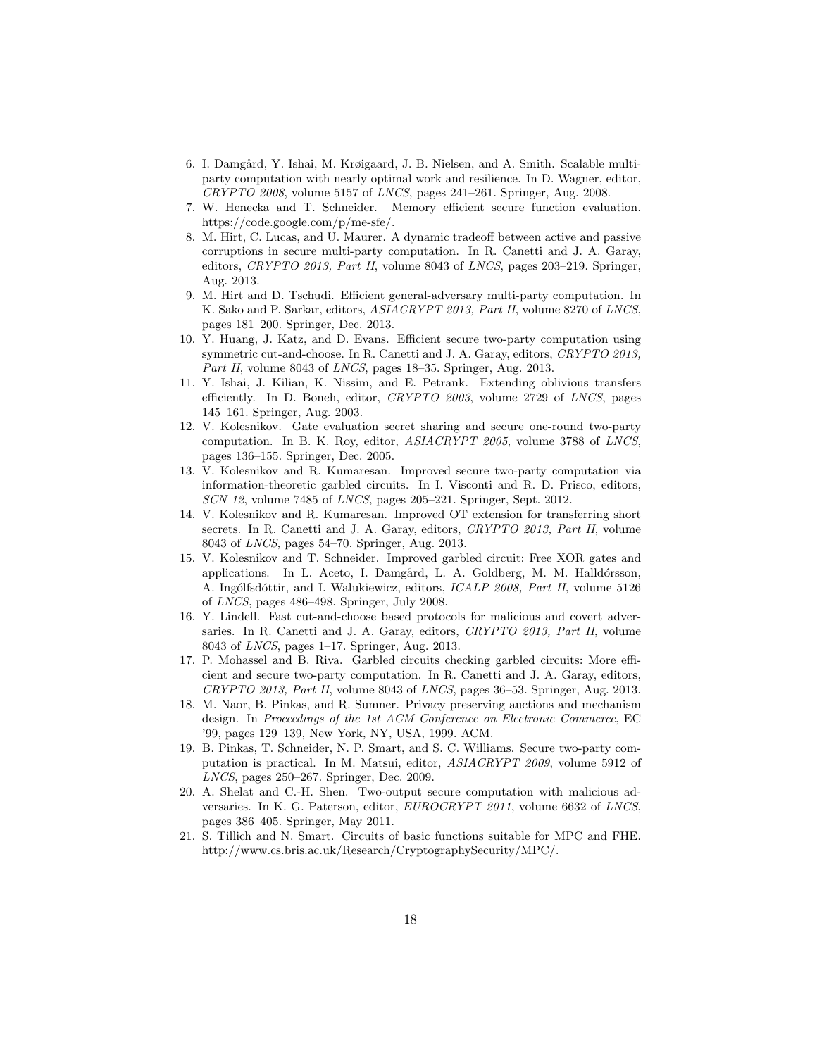6. I. Damgård, Y. Ishai, M. Krøigaard, J. B. Nielsen, and A. Smith. Scalable multiparty computation with nearly optimal work and resilience. In D. Wagner, editor, *CRYPTO 2008*, volume 5157 of *LNCS*, pages 241–261. Springer, Aug. 2008.
7. W. Henecka and T. Schneider. Memory efficient secure function evaluation. https://code.google.com/p/me-sfe/.
8. M. Hirt, C. Lucas, and U. Maurer. A dynamic tradeoff between active and passive corruptions in secure multi-party computation. In R. Canetti and J. A. Garay, editors, *CRYPTO 2013, Part II*, volume 8043 of *LNCS*, pages 203–219. Springer, Aug. 2013.
9. M. Hirt and D. Tschudi. Efficient general-adversary multi-party computation. In K. Sako and P. Sarkar, editors, *ASIACRYPT 2013, Part II*, volume 8270 of *LNCS*, pages 181–200. Springer, Dec. 2013.
10. Y. Huang, J. Katz, and D. Evans. Efficient secure two-party computation using symmetric cut-and-choose. In R. Canetti and J. A. Garay, editors, *CRYPTO 2013, Part II*, volume 8043 of *LNCS*, pages 18–35. Springer, Aug. 2013.
11. Y. Ishai, J. Kilian, K. Nissim, and E. Petrank. Extending oblivious transfers efficiently. In D. Boneh, editor, *CRYPTO 2003*, volume 2729 of *LNCS*, pages 145–161. Springer, Aug. 2003.
12. V. Kolesnikov. Gate evaluation secret sharing and secure one-round two-party computation. In B. K. Roy, editor, *ASIACRYPT 2005*, volume 3788 of *LNCS*, pages 136–155. Springer, Dec. 2005.
13. V. Kolesnikov and R. Kumaresan. Improved secure two-party computation via information-theoretic garbled circuits. In I. Visconti and R. D. Prisco, editors, *SCN 12*, volume 7485 of *LNCS*, pages 205–221. Springer, Sept. 2012.
14. V. Kolesnikov and R. Kumaresan. Improved OT extension for transferring short secrets. In R. Canetti and J. A. Garay, editors, *CRYPTO 2013, Part II*, volume 8043 of *LNCS*, pages 54–70. Springer, Aug. 2013.
15. V. Kolesnikov and T. Schneider. Improved garbled circuit: Free XOR gates and applications. In L. Aceto, I. Damgård, L. A. Goldberg, M. M. Halldórsson, A. Ingólfsdóttir, and I. Walukiewicz, editors, *ICALP 2008, Part II*, volume 5126 of *LNCS*, pages 486–498. Springer, July 2008.
16. Y. Lindell. Fast cut-and-choose based protocols for malicious and covert adversaries. In R. Canetti and J. A. Garay, editors, *CRYPTO 2013, Part II*, volume 8043 of *LNCS*, pages 1–17. Springer, Aug. 2013.
17. P. Mohassel and B. Riva. Garbled circuits checking garbled circuits: More efficient and secure two-party computation. In R. Canetti and J. A. Garay, editors, *CRYPTO 2013, Part II*, volume 8043 of *LNCS*, pages 36–53. Springer, Aug. 2013.
18. M. Naor, B. Pinkas, and R. Sumner. Privacy preserving auctions and mechanism design. In *Proceedings of the 1st ACM Conference on Electronic Commerce*, EC '99, pages 129–139, New York, NY, USA, 1999. ACM.
19. B. Pinkas, T. Schneider, N. P. Smart, and S. C. Williams. Secure two-party computation is practical. In M. Matsui, editor, *ASIACRYPT 2009*, volume 5912 of *LNCS*, pages 250–267. Springer, Dec. 2009.
20. A. Shelat and C.-H. Shen. Two-output secure computation with malicious adversaries. In K. G. Paterson, editor, *EUROCRYPT 2011*, volume 6632 of *LNCS*, pages 386–405. Springer, May 2011.
21. S. Tillich and N. Smart. Circuits of basic functions suitable for MPC and FHE. http://www.cs.bris.ac.uk/Research/CryptographySecurity/MPC/.